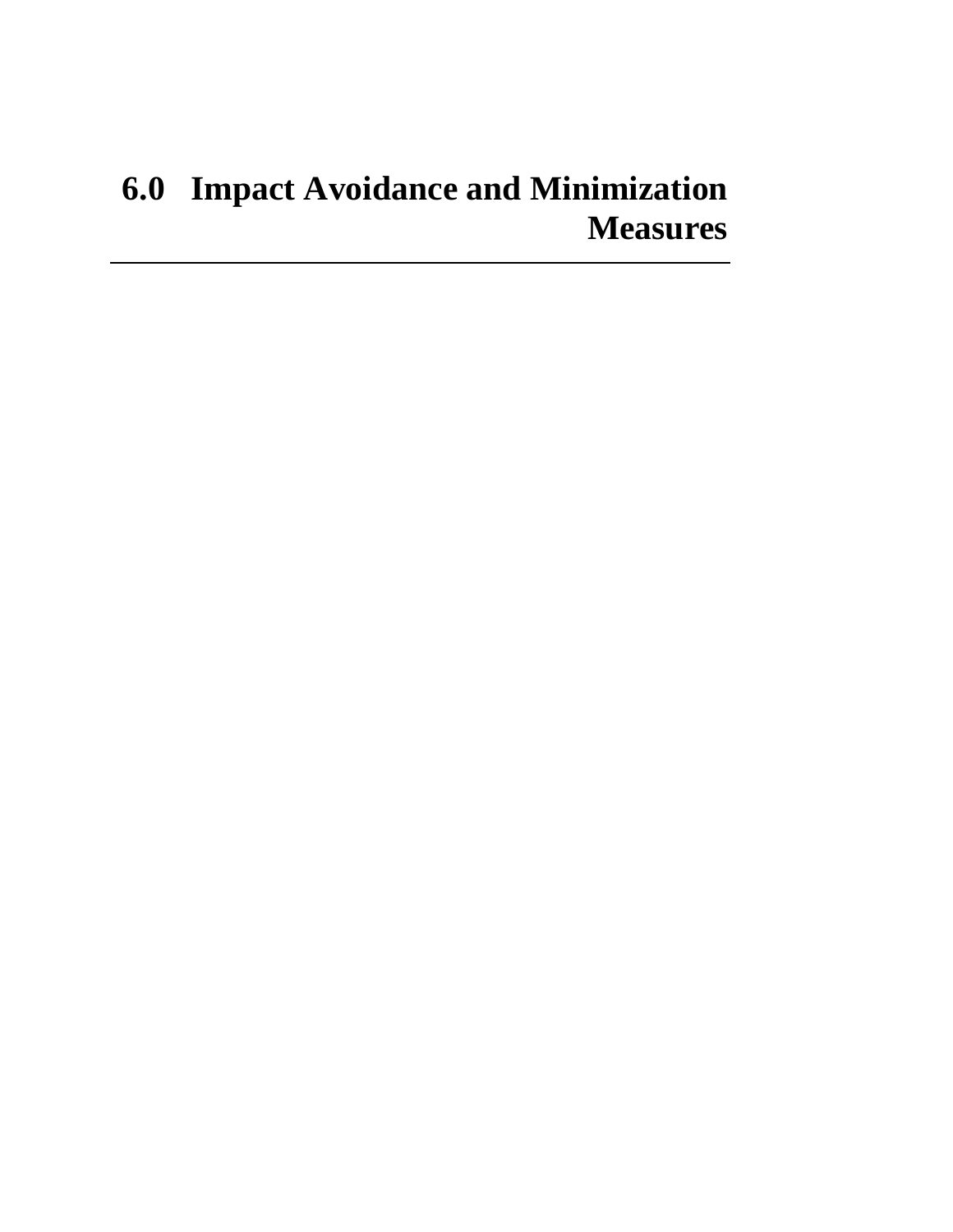# 6.0 Impact Avoidance and Minimization Measures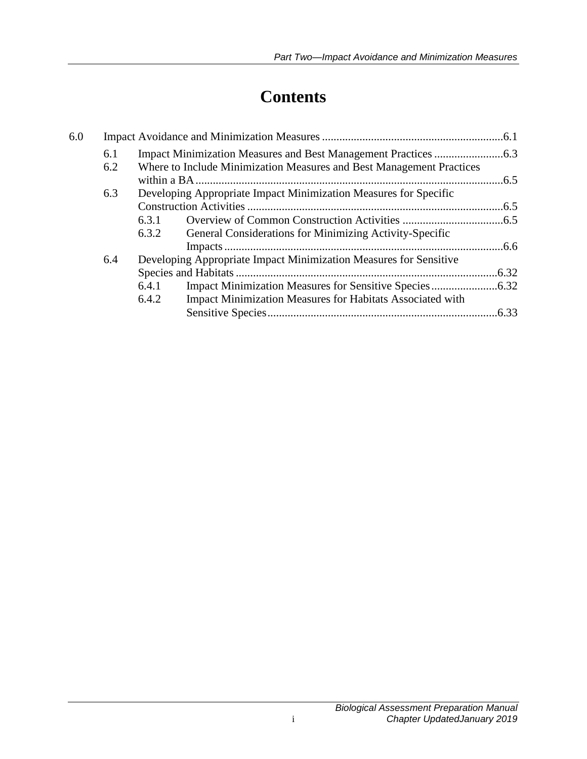# Contents

6.0 Impact Avoidance and Minimization Measures ............................................................6.1

- 6.1 Impact Minimization Measures and Best Management Practices ........................6.3
- 6.2 Where to Include Minimization Measures and Best Management Practices within a BA ...........................................................................................................6.5
- 6.3 Developing Appropriate Impact Minimization Measures for Specific Construction Activities .........................................................................................6.5
  - 6.3.1 Overview of Common Construction Activities ...................................6.5
  - 6.3.2 General Considerations for Minimizing Activity-Specific Impacts .................................................................................................6.6
- 6.4 Developing Appropriate Impact Minimization Measures for Sensitive Species and Habitats ...........................................................................................6.32
  - 6.4.1 Impact Minimization Measures for Sensitive Species.......................6.32
  - 6.4.2 Impact Minimization Measures for Habitats Associated with Sensitive Species................................................................................6.33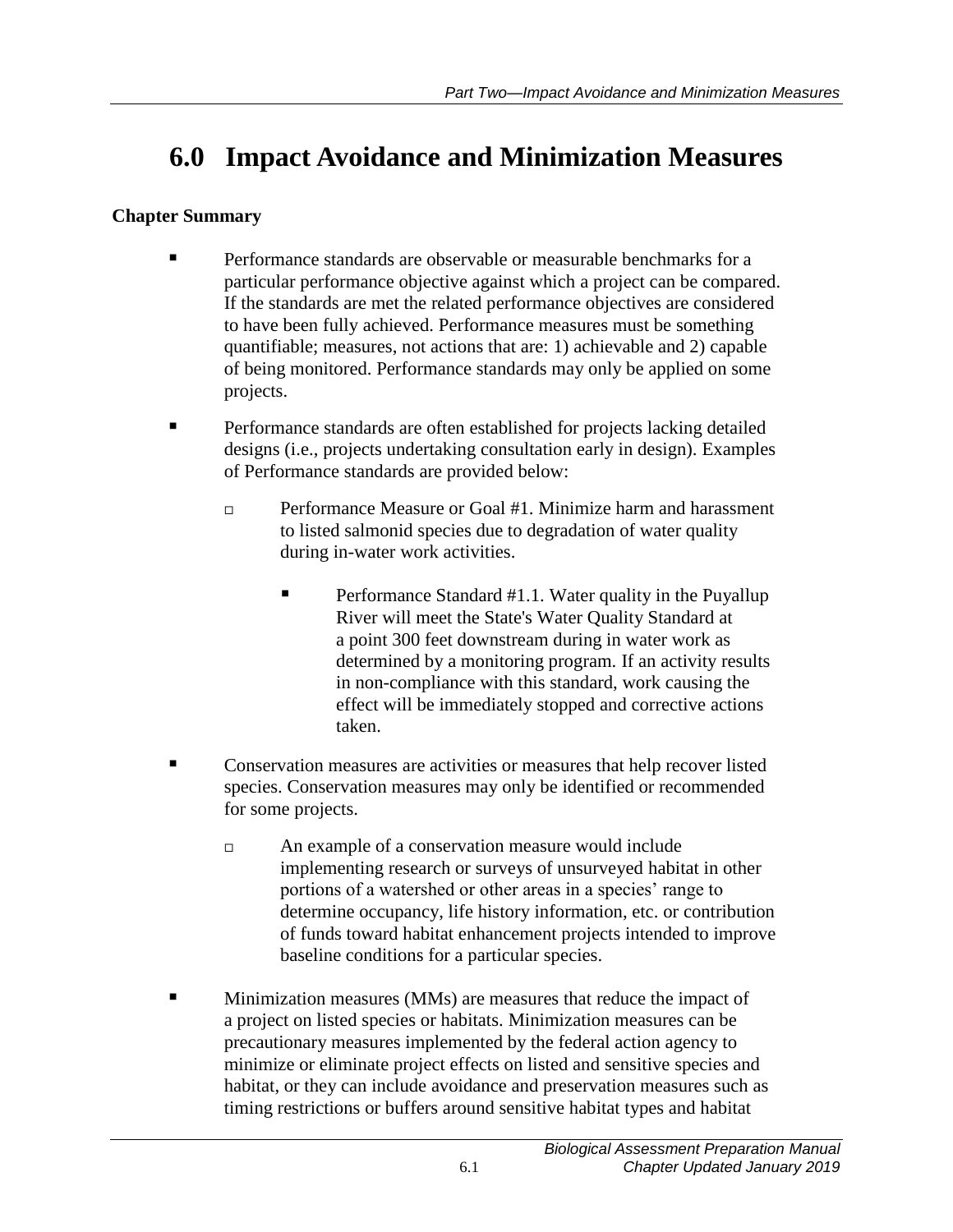# 6.0 Impact Avoidance and Minimization Measures

**Chapter Summary**

- Performance standards are observable or measurable benchmarks for a particular performance objective against which a project can be compared. If the standards are met the related performance objectives are considered to have been fully achieved. Performance measures must be something quantifiable; measures, not actions that are: 1) achievable and 2) capable of being monitored. Performance standards may only be applied on some projects.
- Performance standards are often established for projects lacking detailed designs (i.e., projects undertaking consultation early in design). Examples of Performance standards are provided below:
  - Performance Measure or Goal #1. Minimize harm and harassment to listed salmonid species due to degradation of water quality during in-water work activities.
    - Performance Standard #1.1. Water quality in the Puyallup River will meet the State's Water Quality Standard at a point 300 feet downstream during in water work as determined by a monitoring program. If an activity results in non-compliance with this standard, work causing the effect will be immediately stopped and corrective actions taken.
- Conservation measures are activities or measures that help recover listed species. Conservation measures may only be identified or recommended for some projects.
  - An example of a conservation measure would include implementing research or surveys of unsurveyed habitat in other portions of a watershed or other areas in a species' range to determine occupancy, life history information, etc. or contribution of funds toward habitat enhancement projects intended to improve baseline conditions for a particular species.
- Minimization measures (MMs) are measures that reduce the impact of a project on listed species or habitats. Minimization measures can be precautionary measures implemented by the federal action agency to minimize or eliminate project effects on listed and sensitive species and habitat, or they can include avoidance and preservation measures such as timing restrictions or buffers around sensitive habitat types and habitat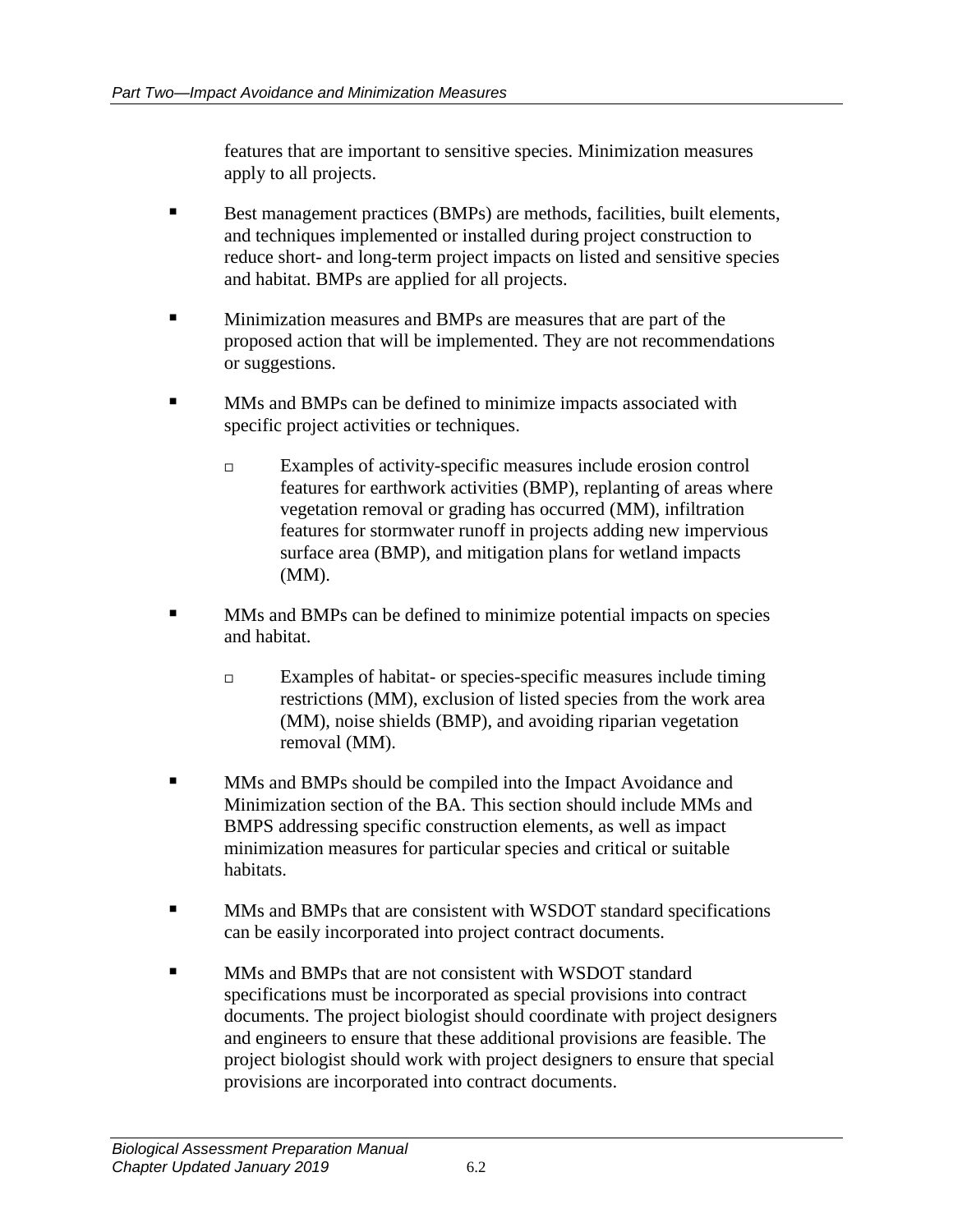features that are important to sensitive species. Minimization measures apply to all projects.

- Best management practices (BMPs) are methods, facilities, built elements, and techniques implemented or installed during project construction to reduce short- and long-term project impacts on listed and sensitive species and habitat. BMPs are applied for all projects.

- Minimization measures and BMPs are measures that are part of the proposed action that will be implemented. They are not recommendations or suggestions.

- MMs and BMPs can be defined to minimize impacts associated with specific project activities or techniques.

  - Examples of activity-specific measures include erosion control features for earthwork activities (BMP), replanting of areas where vegetation removal or grading has occurred (MM), infiltration features for stormwater runoff in projects adding new impervious surface area (BMP), and mitigation plans for wetland impacts (MM).

- MMs and BMPs can be defined to minimize potential impacts on species and habitat.

  - Examples of habitat- or species-specific measures include timing restrictions (MM), exclusion of listed species from the work area (MM), noise shields (BMP), and avoiding riparian vegetation removal (MM).

- MMs and BMPs should be compiled into the Impact Avoidance and Minimization section of the BA. This section should include MMs and BMPS addressing specific construction elements, as well as impact minimization measures for particular species and critical or suitable habitats.

- MMs and BMPs that are consistent with WSDOT standard specifications can be easily incorporated into project contract documents.

- MMs and BMPs that are not consistent with WSDOT standard specifications must be incorporated as special provisions into contract documents. The project biologist should coordinate with project designers and engineers to ensure that these additional provisions are feasible. The project biologist should work with project designers to ensure that special provisions are incorporated into contract documents.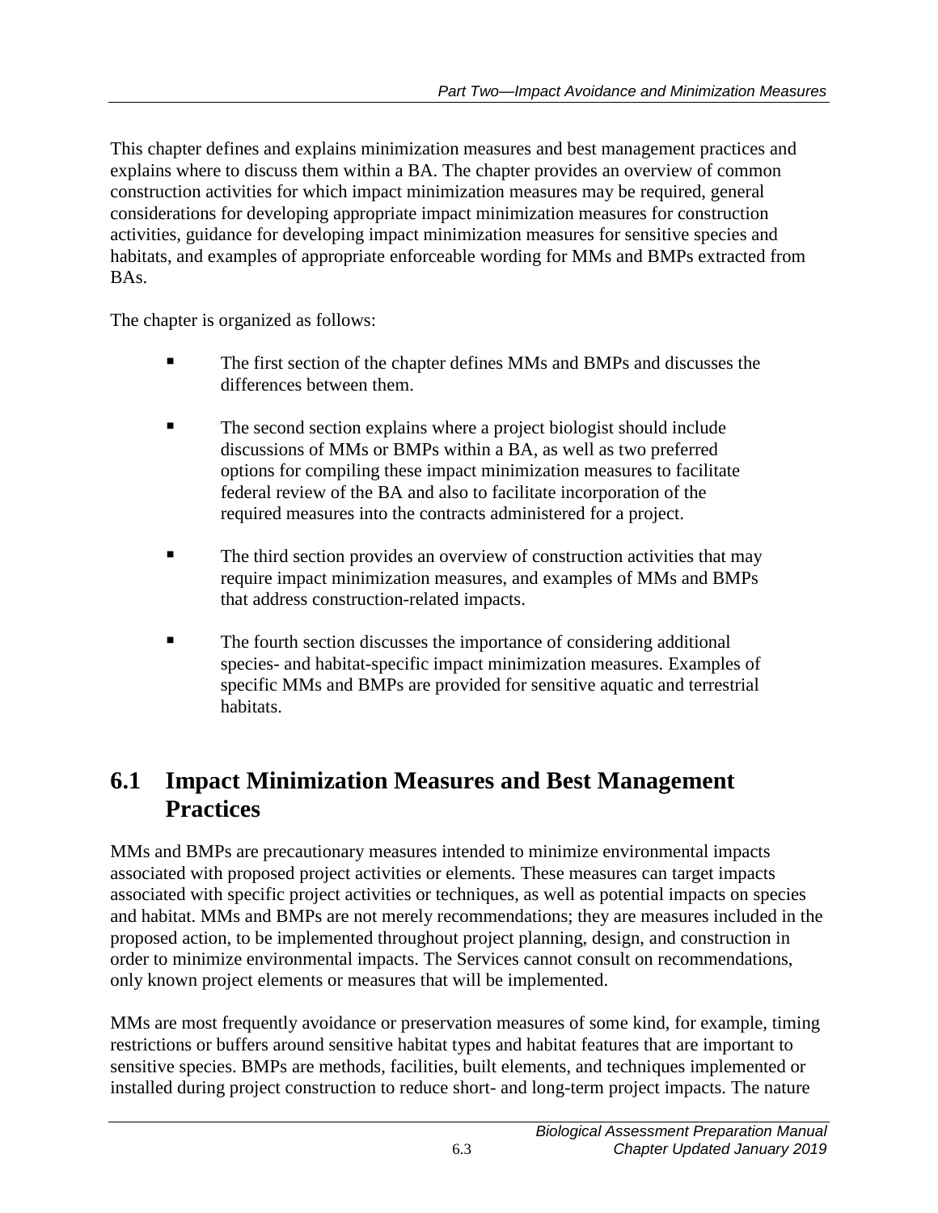This chapter defines and explains minimization measures and best management practices and explains where to discuss them within a BA. The chapter provides an overview of common construction activities for which impact minimization measures may be required, general considerations for developing appropriate impact minimization measures for construction activities, guidance for developing impact minimization measures for sensitive species and habitats, and examples of appropriate enforceable wording for MMs and BMPs extracted from BAs.

The chapter is organized as follows:

- The first section of the chapter defines MMs and BMPs and discusses the differences between them.
- The second section explains where a project biologist should include discussions of MMs or BMPs within a BA, as well as two preferred options for compiling these impact minimization measures to facilitate federal review of the BA and also to facilitate incorporation of the required measures into the contracts administered for a project.
- The third section provides an overview of construction activities that may require impact minimization measures, and examples of MMs and BMPs that address construction-related impacts.
- The fourth section discusses the importance of considering additional species- and habitat-specific impact minimization measures. Examples of specific MMs and BMPs are provided for sensitive aquatic and terrestrial habitats.

## 6.1 Impact Minimization Measures and Best Management Practices

MMs and BMPs are precautionary measures intended to minimize environmental impacts associated with proposed project activities or elements. These measures can target impacts associated with specific project activities or techniques, as well as potential impacts on species and habitat. MMs and BMPs are not merely recommendations; they are measures included in the proposed action, to be implemented throughout project planning, design, and construction in order to minimize environmental impacts. The Services cannot consult on recommendations, only known project elements or measures that will be implemented.

MMs are most frequently avoidance or preservation measures of some kind, for example, timing restrictions or buffers around sensitive habitat types and habitat features that are important to sensitive species. BMPs are methods, facilities, built elements, and techniques implemented or installed during project construction to reduce short- and long-term project impacts. The nature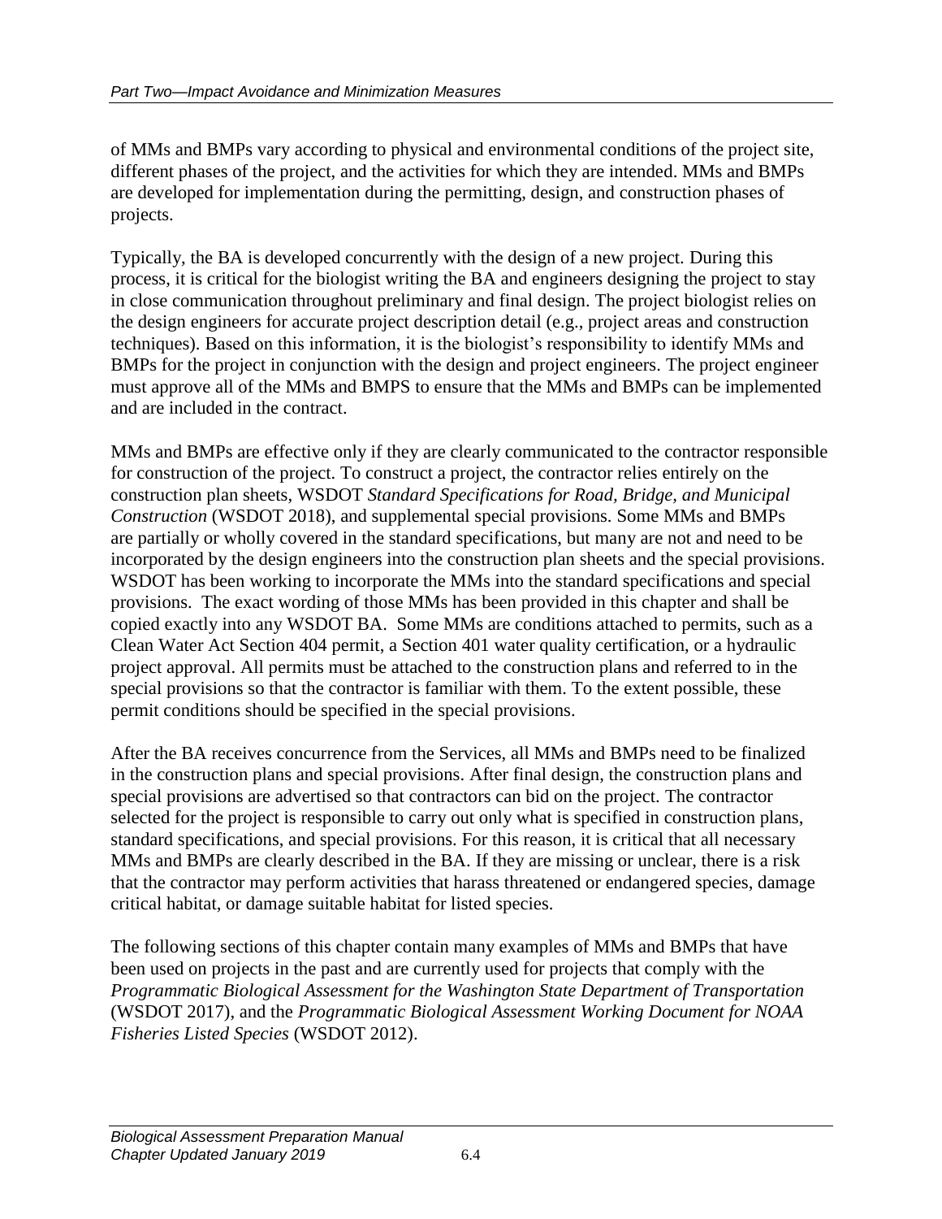of MMs and BMPs vary according to physical and environmental conditions of the project site, different phases of the project, and the activities for which they are intended. MMs and BMPs are developed for implementation during the permitting, design, and construction phases of projects.

Typically, the BA is developed concurrently with the design of a new project. During this process, it is critical for the biologist writing the BA and engineers designing the project to stay in close communication throughout preliminary and final design. The project biologist relies on the design engineers for accurate project description detail (e.g., project areas and construction techniques). Based on this information, it is the biologist's responsibility to identify MMs and BMPs for the project in conjunction with the design and project engineers. The project engineer must approve all of the MMs and BMPS to ensure that the MMs and BMPs can be implemented and are included in the contract.

MMs and BMPs are effective only if they are clearly communicated to the contractor responsible for construction of the project. To construct a project, the contractor relies entirely on the construction plan sheets, WSDOT *Standard Specifications for Road, Bridge, and Municipal Construction* (WSDOT 2018), and supplemental special provisions. Some MMs and BMPs are partially or wholly covered in the standard specifications, but many are not and need to be incorporated by the design engineers into the construction plan sheets and the special provisions. WSDOT has been working to incorporate the MMs into the standard specifications and special provisions. The exact wording of those MMs has been provided in this chapter and shall be copied exactly into any WSDOT BA. Some MMs are conditions attached to permits, such as a Clean Water Act Section 404 permit, a Section 401 water quality certification, or a hydraulic project approval. All permits must be attached to the construction plans and referred to in the special provisions so that the contractor is familiar with them. To the extent possible, these permit conditions should be specified in the special provisions.

After the BA receives concurrence from the Services, all MMs and BMPs need to be finalized in the construction plans and special provisions. After final design, the construction plans and special provisions are advertised so that contractors can bid on the project. The contractor selected for the project is responsible to carry out only what is specified in construction plans, standard specifications, and special provisions. For this reason, it is critical that all necessary MMs and BMPs are clearly described in the BA. If they are missing or unclear, there is a risk that the contractor may perform activities that harass threatened or endangered species, damage critical habitat, or damage suitable habitat for listed species.

The following sections of this chapter contain many examples of MMs and BMPs that have been used on projects in the past and are currently used for projects that comply with the *Programmatic Biological Assessment for the Washington State Department of Transportation* (WSDOT 2017), and the *Programmatic Biological Assessment Working Document for NOAA Fisheries Listed Species* (WSDOT 2012).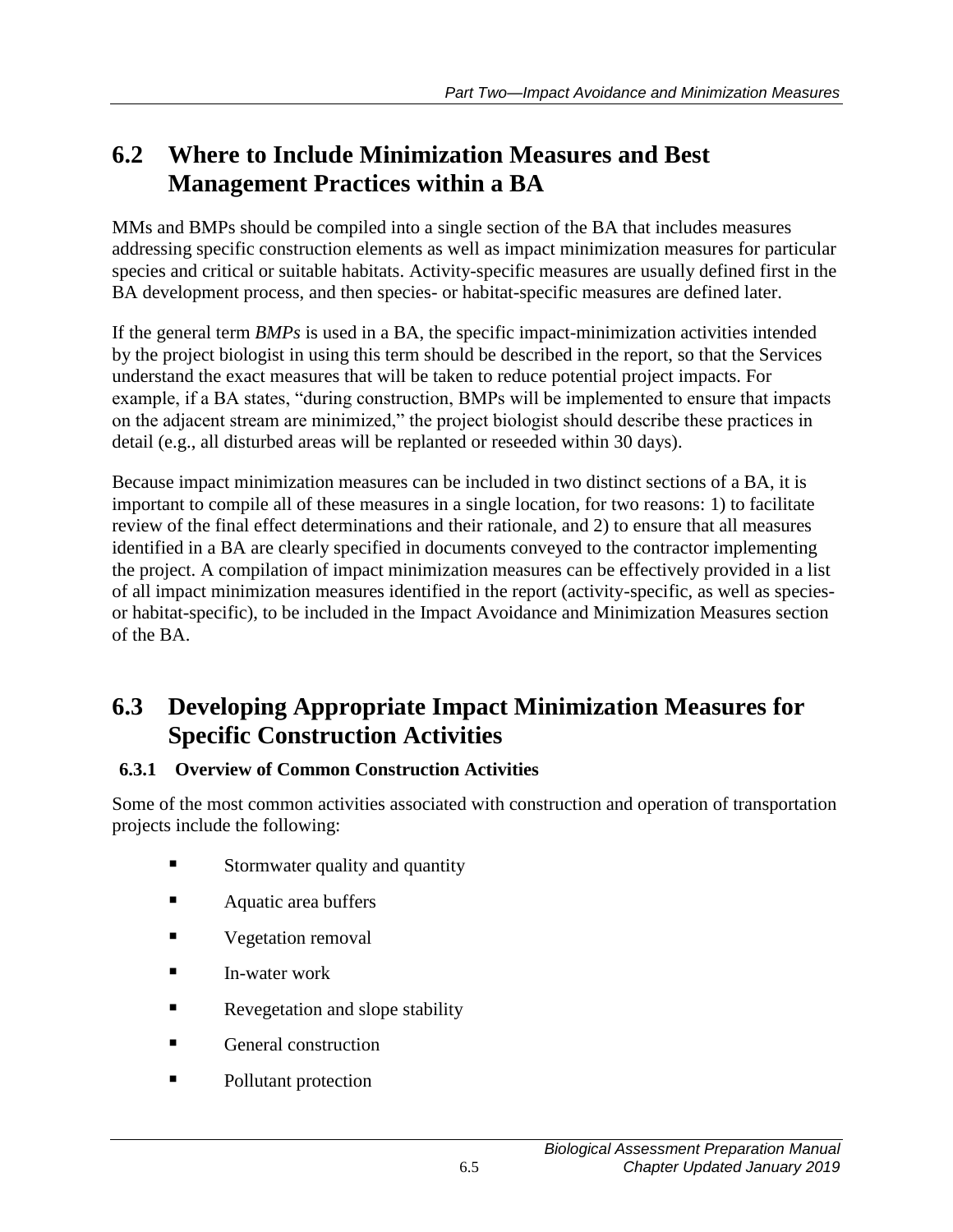## 6.2 Where to Include Minimization Measures and Best Management Practices within a BA

MMs and BMPs should be compiled into a single section of the BA that includes measures addressing specific construction elements as well as impact minimization measures for particular species and critical or suitable habitats. Activity-specific measures are usually defined first in the BA development process, and then species- or habitat-specific measures are defined later.

If the general term *BMPs* is used in a BA, the specific impact-minimization activities intended by the project biologist in using this term should be described in the report, so that the Services understand the exact measures that will be taken to reduce potential project impacts. For example, if a BA states, "during construction, BMPs will be implemented to ensure that impacts on the adjacent stream are minimized," the project biologist should describe these practices in detail (e.g., all disturbed areas will be replanted or reseeded within 30 days).

Because impact minimization measures can be included in two distinct sections of a BA, it is important to compile all of these measures in a single location, for two reasons: 1) to facilitate review of the final effect determinations and their rationale, and 2) to ensure that all measures identified in a BA are clearly specified in documents conveyed to the contractor implementing the project. A compilation of impact minimization measures can be effectively provided in a list of all impact minimization measures identified in the report (activity-specific, as well as species- or habitat-specific), to be included in the Impact Avoidance and Minimization Measures section of the BA.

## 6.3 Developing Appropriate Impact Minimization Measures for Specific Construction Activities

### 6.3.1 Overview of Common Construction Activities

Some of the most common activities associated with construction and operation of transportation projects include the following:

- Stormwater quality and quantity
- Aquatic area buffers
- Vegetation removal
- In-water work
- Revegetation and slope stability
- General construction
- Pollutant protection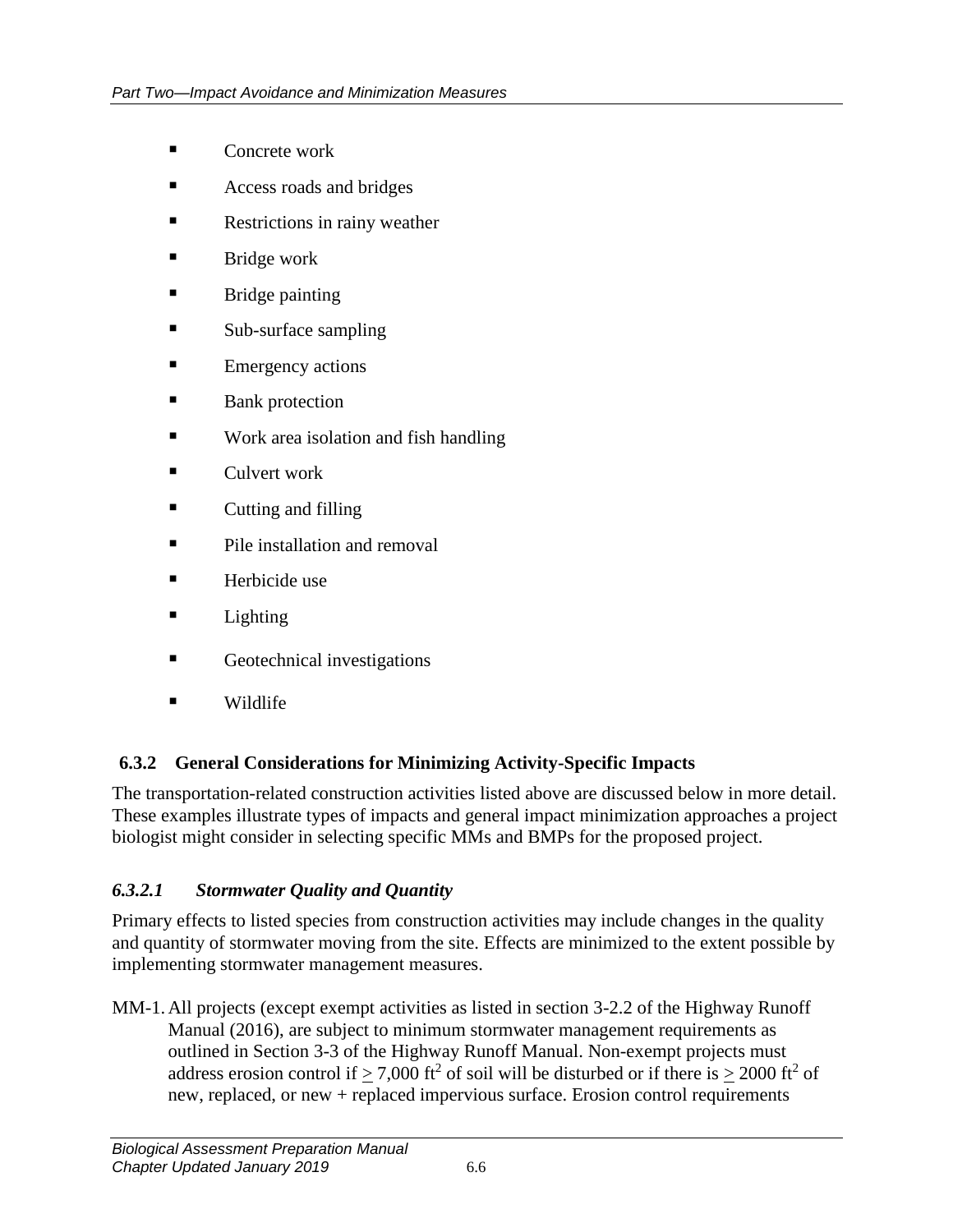- Concrete work
- Access roads and bridges
- Restrictions in rainy weather
- Bridge work
- Bridge painting
- Sub-surface sampling
- Emergency actions
- Bank protection
- Work area isolation and fish handling
- Culvert work
- Cutting and filling
- Pile installation and removal
- Herbicide use
- Lighting
- Geotechnical investigations
- Wildlife

### 6.3.2 General Considerations for Minimizing Activity-Specific Impacts

The transportation-related construction activities listed above are discussed below in more detail. These examples illustrate types of impacts and general impact minimization approaches a project biologist might consider in selecting specific MMs and BMPs for the proposed project.

#### *6.3.2.1 Stormwater Quality and Quantity*

Primary effects to listed species from construction activities may include changes in the quality and quantity of stormwater moving from the site. Effects are minimized to the extent possible by implementing stormwater management measures.

MM-1. All projects (except exempt activities as listed in section 3-2.2 of the Highway Runoff Manual (2016), are subject to minimum stormwater management requirements as outlined in Section 3-3 of the Highway Runoff Manual. Non-exempt projects must address erosion control if $\geq$ 7,000 $ft^2$ of soil will be disturbed or if there is $\geq$ 2000 $ft^2$ of new, replaced, or new + replaced impervious surface. Erosion control requirements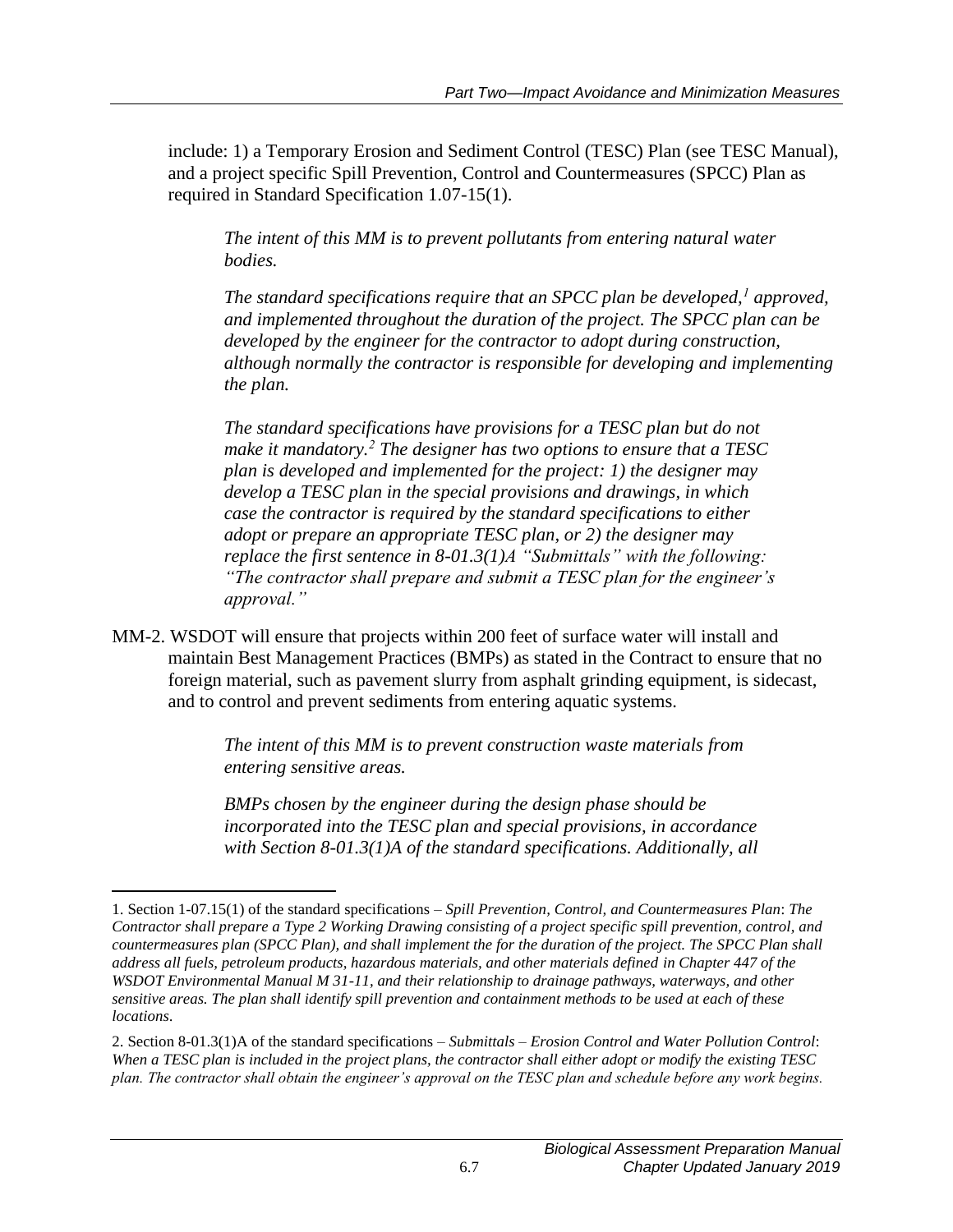include: 1) a Temporary Erosion and Sediment Control (TESC) Plan (see TESC Manual), and a project specific Spill Prevention, Control and Countermeasures (SPCC) Plan as required in Standard Specification 1.07-15(1).

> *The intent of this MM is to prevent pollutants from entering natural water bodies.*
>
> *The standard specifications require that an SPCC plan be developed,[1] approved, and implemented throughout the duration of the project. The SPCC plan can be developed by the engineer for the contractor to adopt during construction, although normally the contractor is responsible for developing and implementing the plan.*
>
> *The standard specifications have provisions for a TESC plan but do not make it mandatory.[2] The designer has two options to ensure that a TESC plan is developed and implemented for the project: 1) the designer may develop a TESC plan in the special provisions and drawings, in which case the contractor is required by the standard specifications to either adopt or prepare an appropriate TESC plan, or 2) the designer may replace the first sentence in 8-01.3(1)A "Submittals" with the following: "The contractor shall prepare and submit a TESC plan for the engineer's approval."*

MM-2. WSDOT will ensure that projects within 200 feet of surface water will install and maintain Best Management Practices (BMPs) as stated in the Contract to ensure that no foreign material, such as pavement slurry from asphalt grinding equipment, is sidecast, and to control and prevent sediments from entering aquatic systems.

> *The intent of this MM is to prevent construction waste materials from entering sensitive areas.*
>
> *BMPs chosen by the engineer during the design phase should be incorporated into the TESC plan and special provisions, in accordance with Section 8-01.3(1)A of the standard specifications. Additionally, all*

---

1. Section 1-07.15(1) of the standard specifications – *Spill Prevention, Control, and Countermeasures Plan*: *The Contractor shall prepare a Type 2 Working Drawing consisting of a project specific spill prevention, control, and countermeasures plan (SPCC Plan), and shall implement the for the duration of the project. The SPCC Plan shall address all fuels, petroleum products, hazardous materials, and other materials defined in Chapter 447 of the WSDOT Environmental Manual M 31-11, and their relationship to drainage pathways, waterways, and other sensitive areas. The plan shall identify spill prevention and containment methods to be used at each of these locations*.

2. Section 8-01.3(1)A of the standard specifications – *Submittals – Erosion Control and Water Pollution Control*: *When a TESC plan is included in the project plans, the contractor shall either adopt or modify the existing TESC plan. The contractor shall obtain the engineer's approval on the TESC plan and schedule before any work begins.*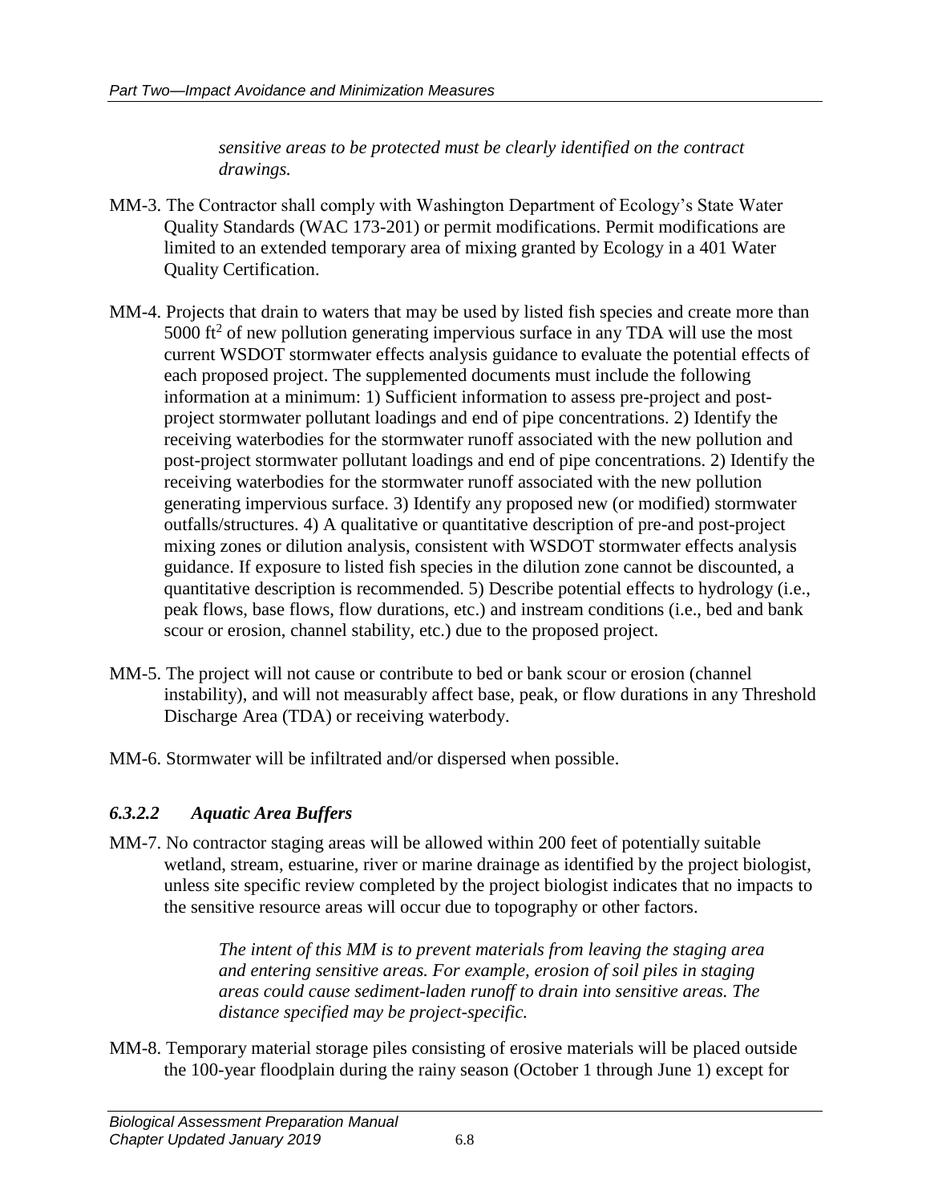*sensitive areas to be protected must be clearly identified on the contract drawings.*

MM-3. The Contractor shall comply with Washington Department of Ecology's State Water Quality Standards (WAC 173-201) or permit modifications. Permit modifications are limited to an extended temporary area of mixing granted by Ecology in a 401 Water Quality Certification.

MM-4. Projects that drain to waters that may be used by listed fish species and create more than 5000 $ft^2$ of new pollution generating impervious surface in any TDA will use the most current WSDOT stormwater effects analysis guidance to evaluate the potential effects of each proposed project. The supplemented documents must include the following information at a minimum: 1) Sufficient information to assess pre-project and post-project stormwater pollutant loadings and end of pipe concentrations. 2) Identify the receiving waterbodies for the stormwater runoff associated with the new pollution and post-project stormwater pollutant loadings and end of pipe concentrations. 2) Identify the receiving waterbodies for the stormwater runoff associated with the new pollution generating impervious surface. 3) Identify any proposed new (or modified) stormwater outfalls/structures. 4) A qualitative or quantitative description of pre-and post-project mixing zones or dilution analysis, consistent with WSDOT stormwater effects analysis guidance. If exposure to listed fish species in the dilution zone cannot be discounted, a quantitative description is recommended. 5) Describe potential effects to hydrology (i.e., peak flows, base flows, flow durations, etc.) and instream conditions (i.e., bed and bank scour or erosion, channel stability, etc.) due to the proposed project.

MM-5. The project will not cause or contribute to bed or bank scour or erosion (channel instability), and will not measurably affect base, peak, or flow durations in any Threshold Discharge Area (TDA) or receiving waterbody.

MM-6. Stormwater will be infiltrated and/or dispersed when possible.

#### *6.3.2.2 Aquatic Area Buffers*

MM-7. No contractor staging areas will be allowed within 200 feet of potentially suitable wetland, stream, estuarine, river or marine drainage as identified by the project biologist, unless site specific review completed by the project biologist indicates that no impacts to the sensitive resource areas will occur due to topography or other factors.

*The intent of this MM is to prevent materials from leaving the staging area and entering sensitive areas. For example, erosion of soil piles in staging areas could cause sediment-laden runoff to drain into sensitive areas. The distance specified may be project-specific.*

MM-8. Temporary material storage piles consisting of erosive materials will be placed outside the 100-year floodplain during the rainy season (October 1 through June 1) except for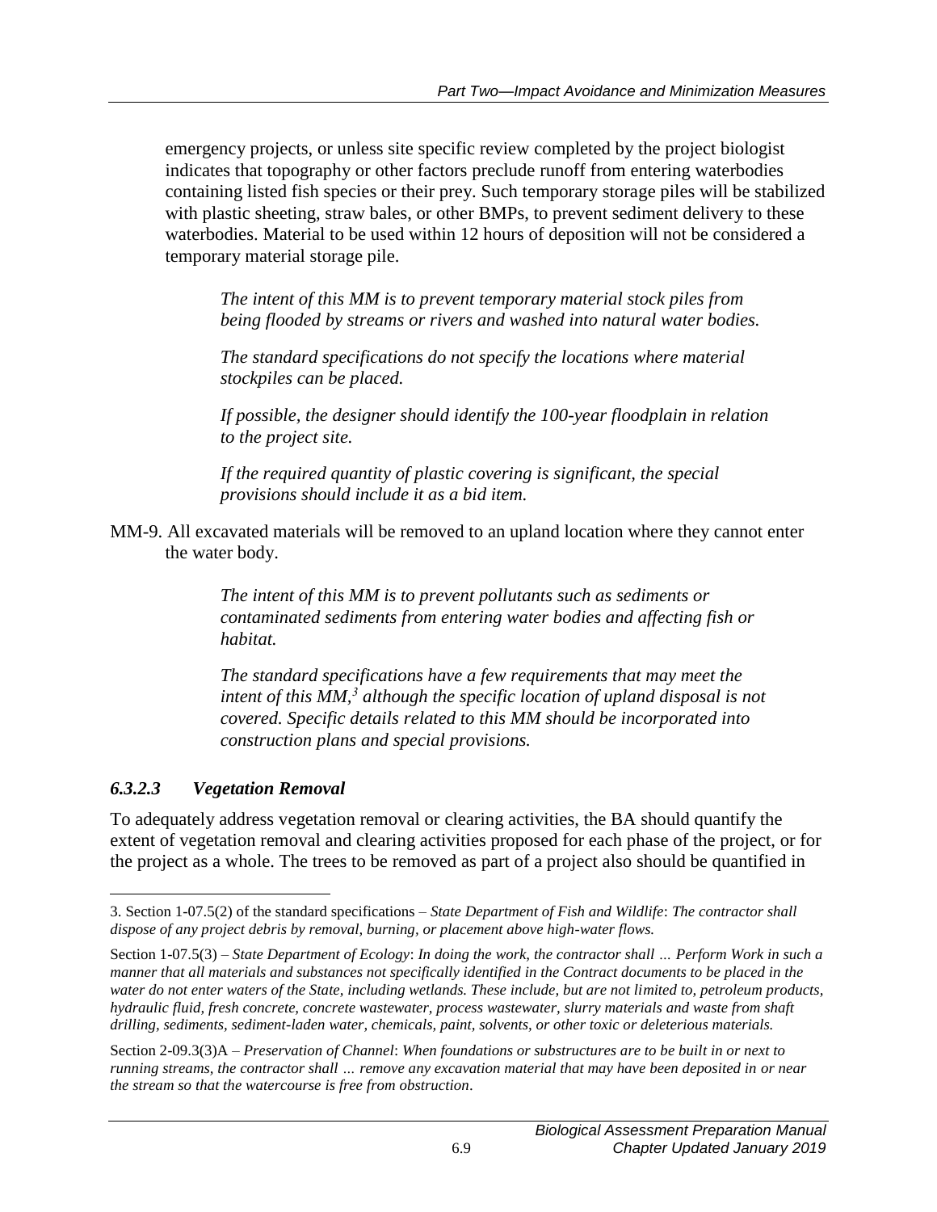emergency projects, or unless site specific review completed by the project biologist indicates that topography or other factors preclude runoff from entering waterbodies containing listed fish species or their prey. Such temporary storage piles will be stabilized with plastic sheeting, straw bales, or other BMPs, to prevent sediment delivery to these waterbodies. Material to be used within 12 hours of deposition will not be considered a temporary material storage pile.

> *The intent of this MM is to prevent temporary material stock piles from being flooded by streams or rivers and washed into natural water bodies.*
>
> *The standard specifications do not specify the locations where material stockpiles can be placed.*
>
> *If possible, the designer should identify the 100-year floodplain in relation to the project site.*
>
> *If the required quantity of plastic covering is significant, the special provisions should include it as a bid item.*

MM-9. All excavated materials will be removed to an upland location where they cannot enter the water body.

> *The intent of this MM is to prevent pollutants such as sediments or contaminated sediments from entering water bodies and affecting fish or habitat.*
>
> *The standard specifications have a few requirements that may meet the intent of this MM,[3] although the specific location of upland disposal is not covered. Specific details related to this MM should be incorporated into construction plans and special provisions.*

#### *6.3.2.3 Vegetation Removal*

To adequately address vegetation removal or clearing activities, the BA should quantify the extent of vegetation removal and clearing activities proposed for each phase of the project, or for the project as a whole. The trees to be removed as part of a project also should be quantified in

---

3. Section 1-07.5(2) of the standard specifications – *State Department of Fish and Wildlife*: *The contractor shall dispose of any project debris by removal, burning, or placement above high-water flows.*

Section 1-07.5(3) – *State Department of Ecology*: *In doing the work, the contractor shall … Perform Work in such a manner that all materials and substances not specifically identified in the Contract documents to be placed in the water do not enter waters of the State, including wetlands. These include, but are not limited to, petroleum products, hydraulic fluid, fresh concrete, concrete wastewater, process wastewater, slurry materials and waste from shaft drilling, sediments, sediment-laden water, chemicals, paint, solvents, or other toxic or deleterious materials.*

Section 2-09.3(3)A – *Preservation of Channel*: *When foundations or substructures are to be built in or next to running streams, the contractor shall … remove any excavation material that may have been deposited in or near the stream so that the watercourse is free from obstruction*.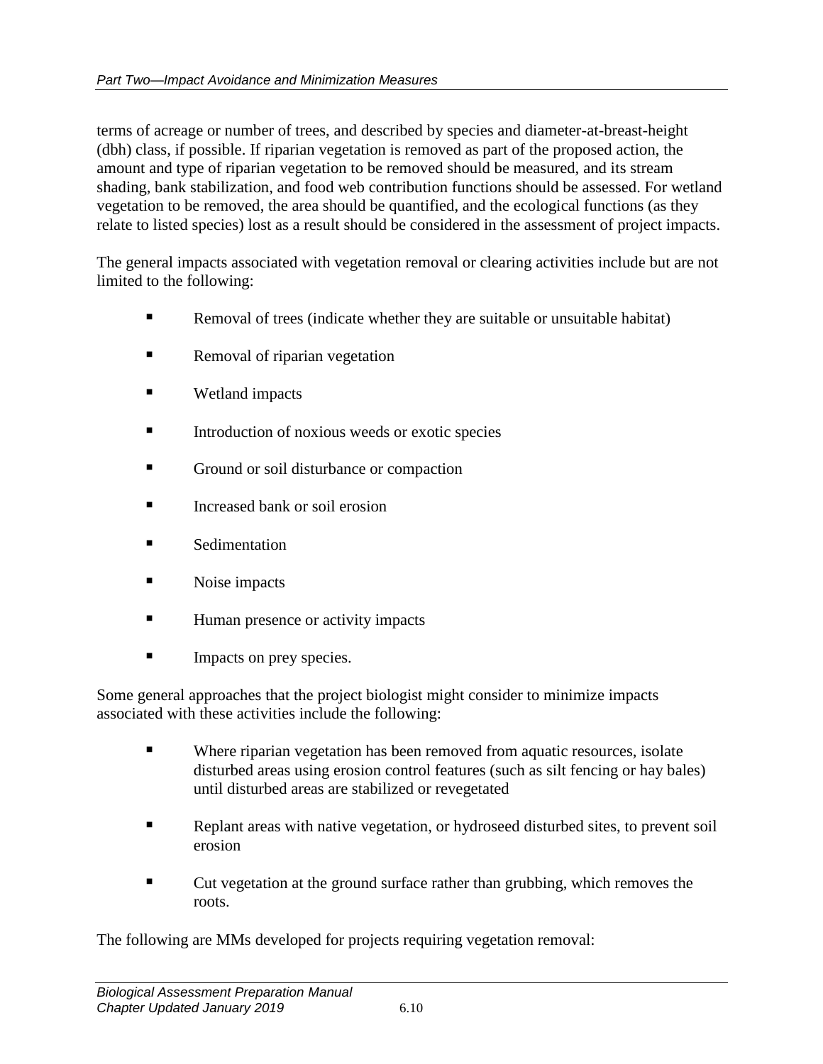terms of acreage or number of trees, and described by species and diameter-at-breast-height (dbh) class, if possible. If riparian vegetation is removed as part of the proposed action, the amount and type of riparian vegetation to be removed should be measured, and its stream shading, bank stabilization, and food web contribution functions should be assessed. For wetland vegetation to be removed, the area should be quantified, and the ecological functions (as they relate to listed species) lost as a result should be considered in the assessment of project impacts.

The general impacts associated with vegetation removal or clearing activities include but are not limited to the following:

- Removal of trees (indicate whether they are suitable or unsuitable habitat)
- Removal of riparian vegetation
- Wetland impacts
- Introduction of noxious weeds or exotic species
- Ground or soil disturbance or compaction
- Increased bank or soil erosion
- Sedimentation
- Noise impacts
- Human presence or activity impacts
- Impacts on prey species.

Some general approaches that the project biologist might consider to minimize impacts associated with these activities include the following:

- Where riparian vegetation has been removed from aquatic resources, isolate disturbed areas using erosion control features (such as silt fencing or hay bales) until disturbed areas are stabilized or revegetated
- Replant areas with native vegetation, or hydroseed disturbed sites, to prevent soil erosion
- Cut vegetation at the ground surface rather than grubbing, which removes the roots.

The following are MMs developed for projects requiring vegetation removal: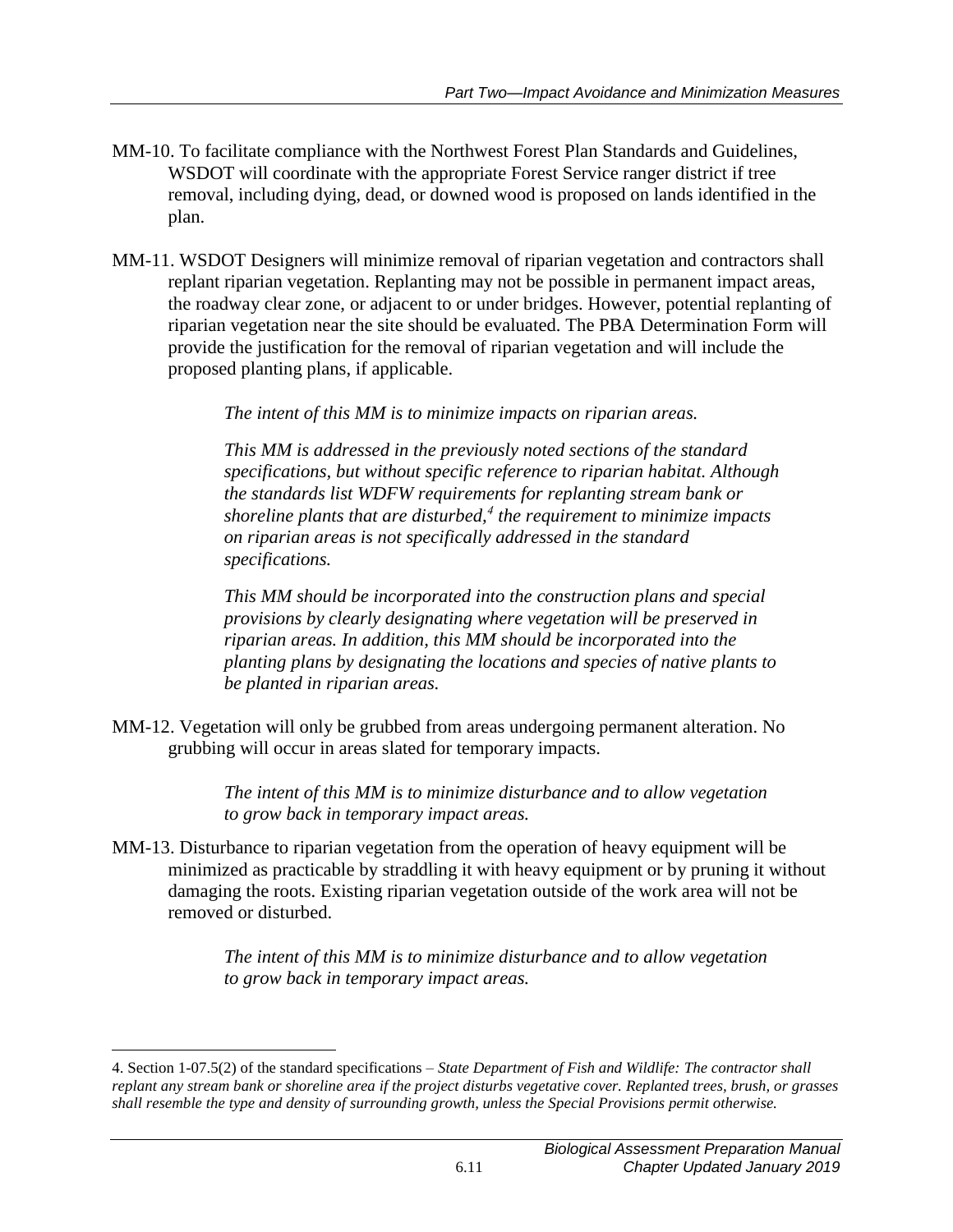MM-10. To facilitate compliance with the Northwest Forest Plan Standards and Guidelines, WSDOT will coordinate with the appropriate Forest Service ranger district if tree removal, including dying, dead, or downed wood is proposed on lands identified in the plan.

MM-11. WSDOT Designers will minimize removal of riparian vegetation and contractors shall replant riparian vegetation. Replanting may not be possible in permanent impact areas, the roadway clear zone, or adjacent to or under bridges. However, potential replanting of riparian vegetation near the site should be evaluated. The PBA Determination Form will provide the justification for the removal of riparian vegetation and will include the proposed planting plans, if applicable.

> *The intent of this MM is to minimize impacts on riparian areas.*
>
> *This MM is addressed in the previously noted sections of the standard specifications, but without specific reference to riparian habitat. Although the standards list WDFW requirements for replanting stream bank or shoreline plants that are disturbed,[4] the requirement to minimize impacts on riparian areas is not specifically addressed in the standard specifications.*
>
> *This MM should be incorporated into the construction plans and special provisions by clearly designating where vegetation will be preserved in riparian areas. In addition, this MM should be incorporated into the planting plans by designating the locations and species of native plants to be planted in riparian areas.*

MM-12. Vegetation will only be grubbed from areas undergoing permanent alteration. No grubbing will occur in areas slated for temporary impacts.

> *The intent of this MM is to minimize disturbance and to allow vegetation to grow back in temporary impact areas.*

MM-13. Disturbance to riparian vegetation from the operation of heavy equipment will be minimized as practicable by straddling it with heavy equipment or by pruning it without damaging the roots. Existing riparian vegetation outside of the work area will not be removed or disturbed.

> *The intent of this MM is to minimize disturbance and to allow vegetation to grow back in temporary impact areas.*

---

4. Section 1-07.5(2) of the standard specifications – *State Department of Fish and Wildlife: The contractor shall replant any stream bank or shoreline area if the project disturbs vegetative cover. Replanted trees, brush, or grasses shall resemble the type and density of surrounding growth, unless the Special Provisions permit otherwise.*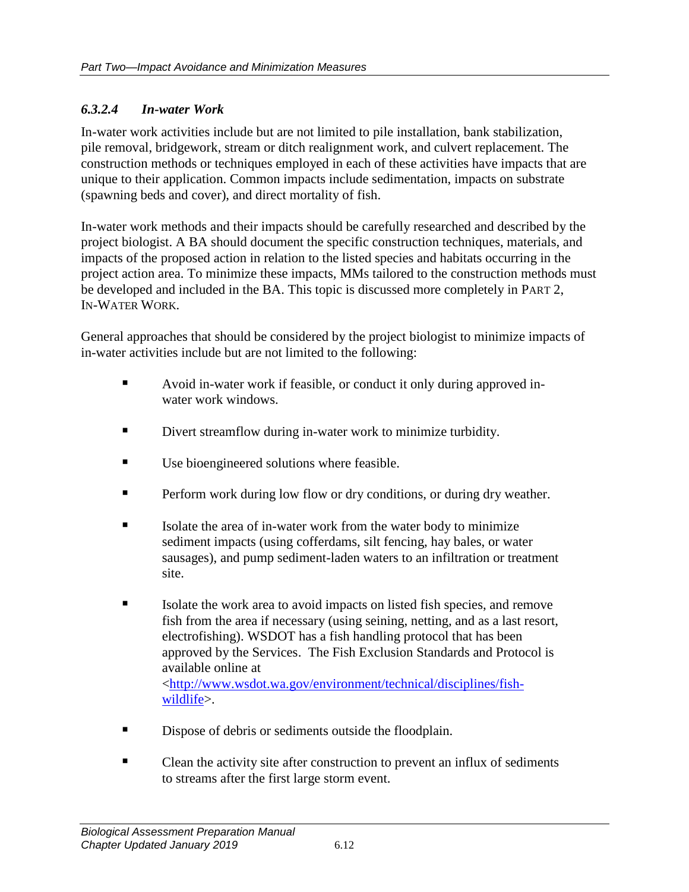#### *6.3.2.4 In-water Work*

In-water work activities include but are not limited to pile installation, bank stabilization, pile removal, bridgework, stream or ditch realignment work, and culvert replacement. The construction methods or techniques employed in each of these activities have impacts that are unique to their application. Common impacts include sedimentation, impacts on substrate (spawning beds and cover), and direct mortality of fish.

In-water work methods and their impacts should be carefully researched and described by the project biologist. A BA should document the specific construction techniques, materials, and impacts of the proposed action in relation to the listed species and habitats occurring in the project action area. To minimize these impacts, MMs tailored to the construction methods must be developed and included in the BA. This topic is discussed more completely in PART 2, IN-WATER WORK.

General approaches that should be considered by the project biologist to minimize impacts of in-water activities include but are not limited to the following:

- Avoid in-water work if feasible, or conduct it only during approved in-water work windows.
- Divert streamflow during in-water work to minimize turbidity.
- Use bioengineered solutions where feasible.
- Perform work during low flow or dry conditions, or during dry weather.
- Isolate the area of in-water work from the water body to minimize sediment impacts (using cofferdams, silt fencing, hay bales, or water sausages), and pump sediment-laden waters to an infiltration or treatment site.
- Isolate the work area to avoid impacts on listed fish species, and remove fish from the area if necessary (using seining, netting, and as a last resort, electrofishing). WSDOT has a fish handling protocol that has been approved by the Services. The Fish Exclusion Standards and Protocol is available online at <http://www.wsdot.wa.gov/environment/technical/disciplines/fish-wildlife>.
- Dispose of debris or sediments outside the floodplain.
- Clean the activity site after construction to prevent an influx of sediments to streams after the first large storm event.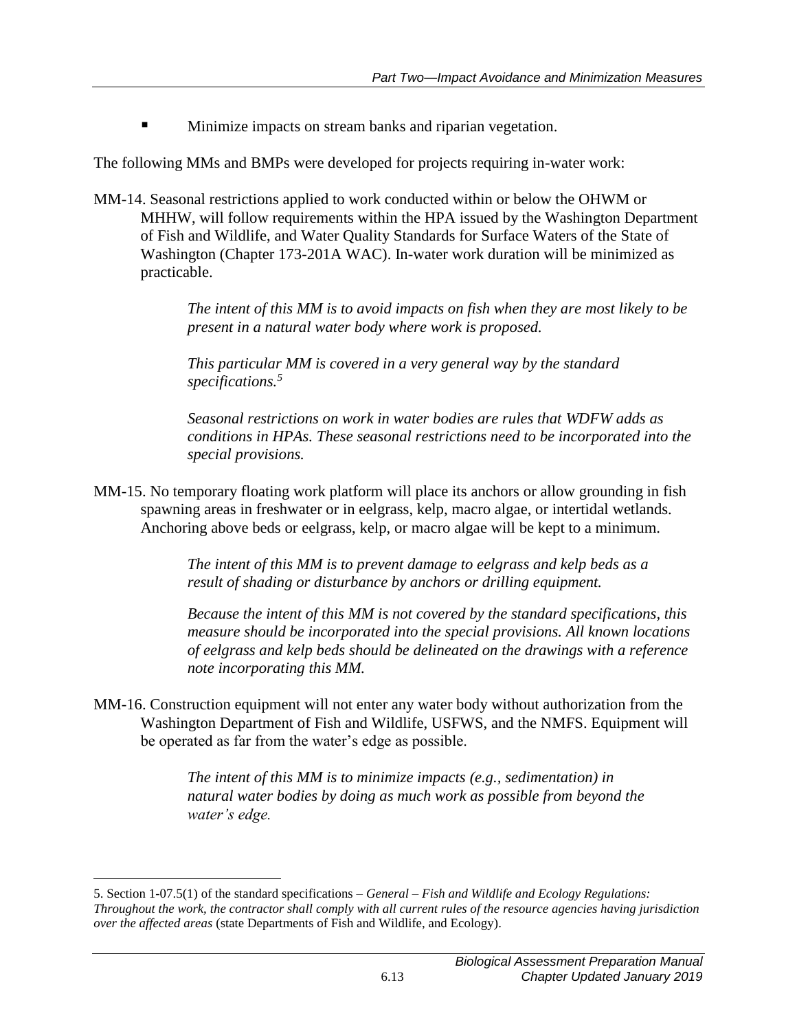- Minimize impacts on stream banks and riparian vegetation.

The following MMs and BMPs were developed for projects requiring in-water work:

MM-14. Seasonal restrictions applied to work conducted within or below the OHWM or MHHW, will follow requirements within the HPA issued by the Washington Department of Fish and Wildlife, and Water Quality Standards for Surface Waters of the State of Washington (Chapter 173-201A WAC). In-water work duration will be minimized as practicable.

> *The intent of this MM is to avoid impacts on fish when they are most likely to be present in a natural water body where work is proposed.*
>
> *This particular MM is covered in a very general way by the standard specifications.*[5]
>
> *Seasonal restrictions on work in water bodies are rules that WDFW adds as conditions in HPAs. These seasonal restrictions need to be incorporated into the special provisions.*

MM-15. No temporary floating work platform will place its anchors or allow grounding in fish spawning areas in freshwater or in eelgrass, kelp, macro algae, or intertidal wetlands. Anchoring above beds or eelgrass, kelp, or macro algae will be kept to a minimum.

> *The intent of this MM is to prevent damage to eelgrass and kelp beds as a result of shading or disturbance by anchors or drilling equipment.*
>
> *Because the intent of this MM is not covered by the standard specifications, this measure should be incorporated into the special provisions. All known locations of eelgrass and kelp beds should be delineated on the drawings with a reference note incorporating this MM.*

MM-16. Construction equipment will not enter any water body without authorization from the Washington Department of Fish and Wildlife, USFWS, and the NMFS. Equipment will be operated as far from the water's edge as possible.

> *The intent of this MM is to minimize impacts (e.g., sedimentation) in natural water bodies by doing as much work as possible from beyond the water's edge.*

---

5. Section 1-07.5(1) of the standard specifications – *General – Fish and Wildlife and Ecology Regulations: Throughout the work, the contractor shall comply with all current rules of the resource agencies having jurisdiction over the affected areas* (state Departments of Fish and Wildlife, and Ecology).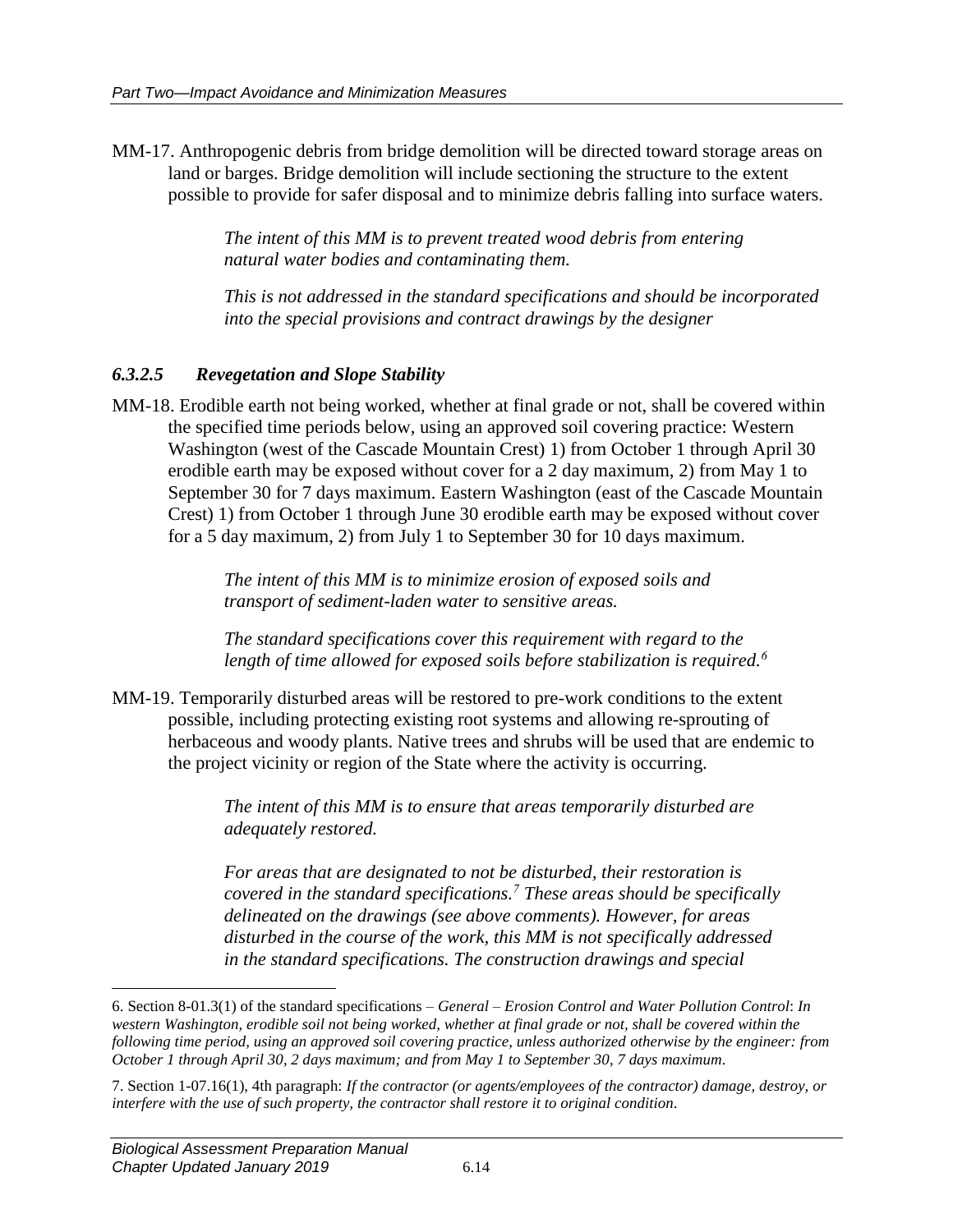MM-17. Anthropogenic debris from bridge demolition will be directed toward storage areas on land or barges. Bridge demolition will include sectioning the structure to the extent possible to provide for safer disposal and to minimize debris falling into surface waters.

> *The intent of this MM is to prevent treated wood debris from entering natural water bodies and contaminating them.*
>
> *This is not addressed in the standard specifications and should be incorporated into the special provisions and contract drawings by the designer*

### *6.3.2.5 Revegetation and Slope Stability*

MM-18. Erodible earth not being worked, whether at final grade or not, shall be covered within the specified time periods below, using an approved soil covering practice: Western Washington (west of the Cascade Mountain Crest) 1) from October 1 through April 30 erodible earth may be exposed without cover for a 2 day maximum, 2) from May 1 to September 30 for 7 days maximum. Eastern Washington (east of the Cascade Mountain Crest) 1) from October 1 through June 30 erodible earth may be exposed without cover for a 5 day maximum, 2) from July 1 to September 30 for 10 days maximum.

> *The intent of this MM is to minimize erosion of exposed soils and transport of sediment-laden water to sensitive areas.*
>
> *The standard specifications cover this requirement with regard to the length of time allowed for exposed soils before stabilization is required.*[6]

MM-19. Temporarily disturbed areas will be restored to pre-work conditions to the extent possible, including protecting existing root systems and allowing re-sprouting of herbaceous and woody plants. Native trees and shrubs will be used that are endemic to the project vicinity or region of the State where the activity is occurring.

> *The intent of this MM is to ensure that areas temporarily disturbed are adequately restored.*
>
> *For areas that are designated to not be disturbed, their restoration is covered in the standard specifications.*[7] *These areas should be specifically delineated on the drawings (see above comments). However, for areas disturbed in the course of the work, this MM is not specifically addressed in the standard specifications. The construction drawings and special*

---

6. Section 8-01.3(1) of the standard specifications – *General – Erosion Control and Water Pollution Control*: *In western Washington, erodible soil not being worked, whether at final grade or not, shall be covered within the following time period, using an approved soil covering practice, unless authorized otherwise by the engineer: from October 1 through April 30, 2 days maximum; and from May 1 to September 30, 7 days maximum.*

7. Section 1-07.16(1), 4th paragraph: *If the contractor (or agents/employees of the contractor) damage, destroy, or interfere with the use of such property, the contractor shall restore it to original condition.*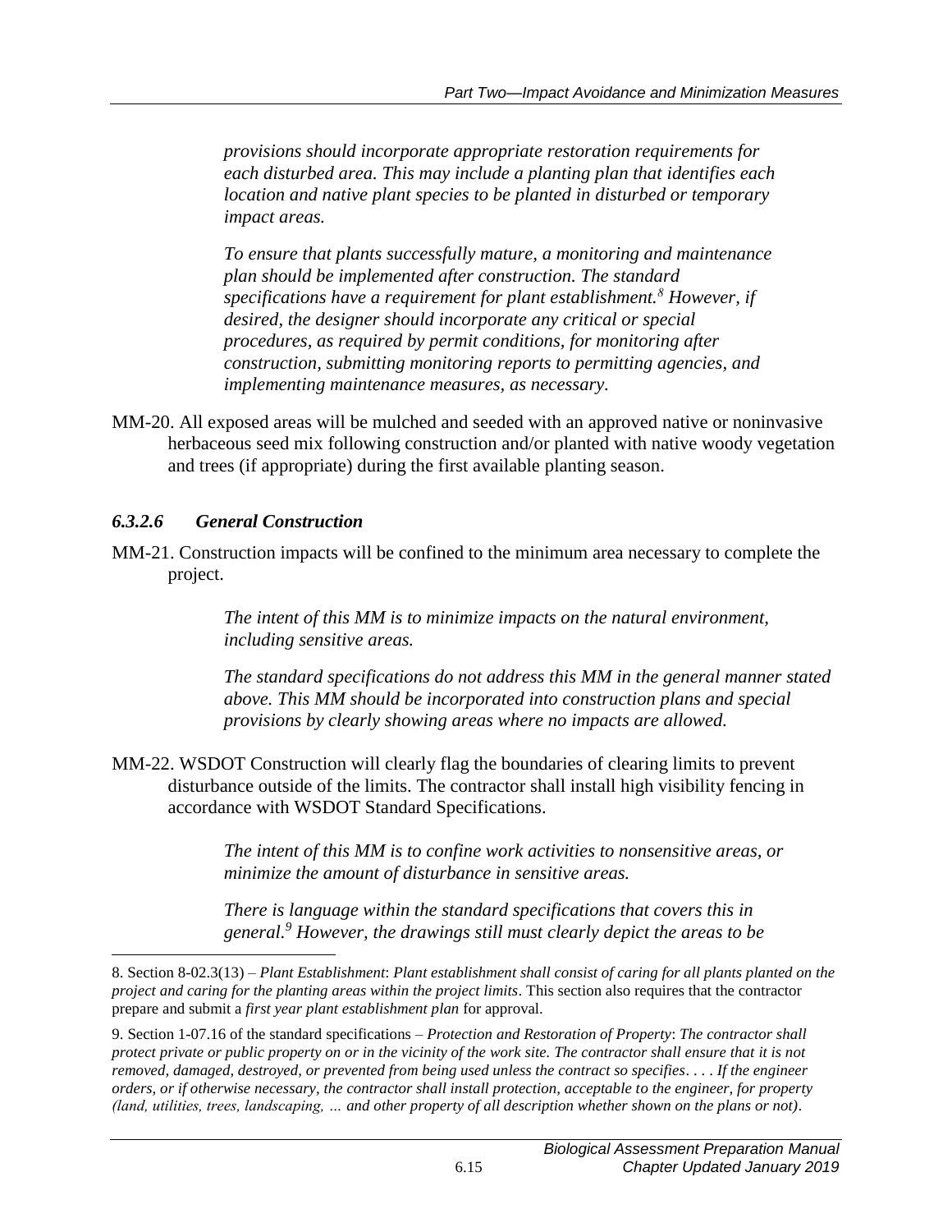*provisions should incorporate appropriate restoration requirements for each disturbed area. This may include a planting plan that identifies each location and native plant species to be planted in disturbed or temporary impact areas.*

*To ensure that plants successfully mature, a monitoring and maintenance plan should be implemented after construction. The standard specifications have a requirement for plant establishment.[8] However, if desired, the designer should incorporate any critical or special procedures, as required by permit conditions, for monitoring after construction, submitting monitoring reports to permitting agencies, and implementing maintenance measures, as necessary.*

MM-20. All exposed areas will be mulched and seeded with an approved native or noninvasive herbaceous seed mix following construction and/or planted with native woody vegetation and trees (if appropriate) during the first available planting season.

#### *6.3.2.6 General Construction*

MM-21. Construction impacts will be confined to the minimum area necessary to complete the project.

*The intent of this MM is to minimize impacts on the natural environment, including sensitive areas.*

*The standard specifications do not address this MM in the general manner stated above. This MM should be incorporated into construction plans and special provisions by clearly showing areas where no impacts are allowed.*

MM-22. WSDOT Construction will clearly flag the boundaries of clearing limits to prevent disturbance outside of the limits. The contractor shall install high visibility fencing in accordance with WSDOT Standard Specifications.

*The intent of this MM is to confine work activities to nonsensitive areas, or minimize the amount of disturbance in sensitive areas.*

*There is language within the standard specifications that covers this in general.[9] However, the drawings still must clearly depict the areas to be*

---

8. Section 8-02.3(13) – *Plant Establishment*: *Plant establishment shall consist of caring for all plants planted on the project and caring for the planting areas within the project limits*. This section also requires that the contractor prepare and submit a *first year plant establishment plan* for approval.

9. Section 1-07.16 of the standard specifications – *Protection and Restoration of Property*: *The contractor shall protect private or public property on or in the vicinity of the work site. The contractor shall ensure that it is not removed, damaged, destroyed, or prevented from being used unless the contract so specifies*. . . . *If the engineer orders, or if otherwise necessary, the contractor shall install protection, acceptable to the engineer, for property (land, utilities, trees, landscaping, … and other property of all description whether shown on the plans or not)*.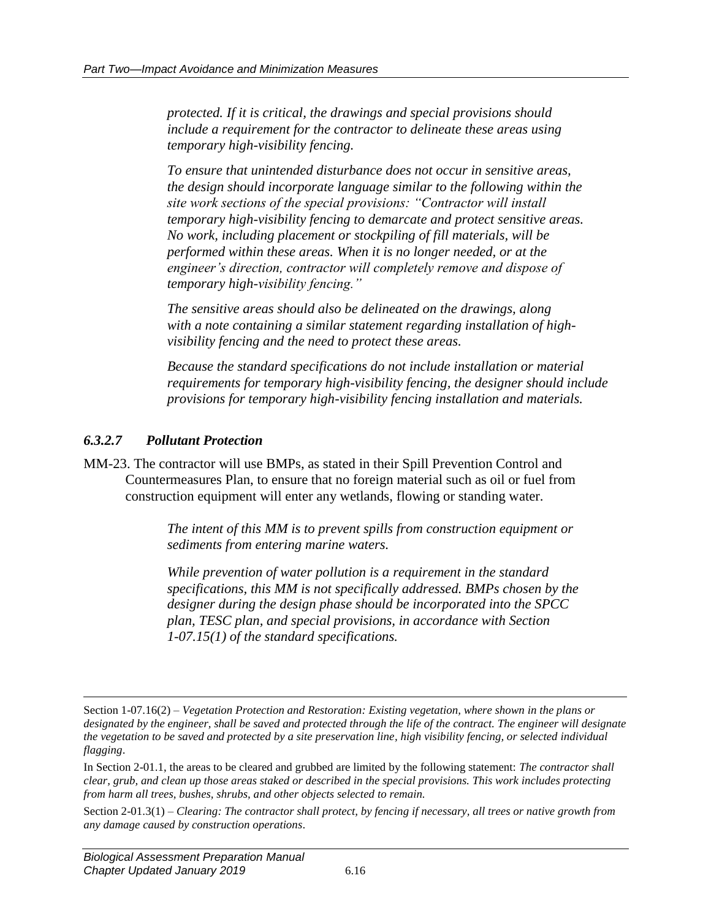*protected. If it is critical, the drawings and special provisions should include a requirement for the contractor to delineate these areas using temporary high-visibility fencing.*

*To ensure that unintended disturbance does not occur in sensitive areas, the design should incorporate language similar to the following within the site work sections of the special provisions: "Contractor will install temporary high-visibility fencing to demarcate and protect sensitive areas. No work, including placement or stockpiling of fill materials, will be performed within these areas. When it is no longer needed, or at the engineer's direction, contractor will completely remove and dispose of temporary high-visibility fencing."*

*The sensitive areas should also be delineated on the drawings, along with a note containing a similar statement regarding installation of high-visibility fencing and the need to protect these areas.*

*Because the standard specifications do not include installation or material requirements for temporary high-visibility fencing, the designer should include provisions for temporary high-visibility fencing installation and materials.*

#### *6.3.2.7 Pollutant Protection*

MM-23. The contractor will use BMPs, as stated in their Spill Prevention Control and Countermeasures Plan, to ensure that no foreign material such as oil or fuel from construction equipment will enter any wetlands, flowing or standing water.

*The intent of this MM is to prevent spills from construction equipment or sediments from entering marine waters.*

*While prevention of water pollution is a requirement in the standard specifications, this MM is not specifically addressed. BMPs chosen by the designer during the design phase should be incorporated into the SPCC plan, TESC plan, and special provisions, in accordance with Section 1-07.15(1) of the standard specifications.*

---

Section 1-07.16(2) – *Vegetation Protection and Restoration: Existing vegetation, where shown in the plans or designated by the engineer, shall be saved and protected through the life of the contract. The engineer will designate the vegetation to be saved and protected by a site preservation line, high visibility fencing, or selected individual flagging*.

In Section 2-01.1, the areas to be cleared and grubbed are limited by the following statement: *The contractor shall clear, grub, and clean up those areas staked or described in the special provisions. This work includes protecting from harm all trees, bushes, shrubs, and other objects selected to remain.*

Section 2-01.3(1) – *Clearing: The contractor shall protect, by fencing if necessary, all trees or native growth from any damage caused by construction operations*.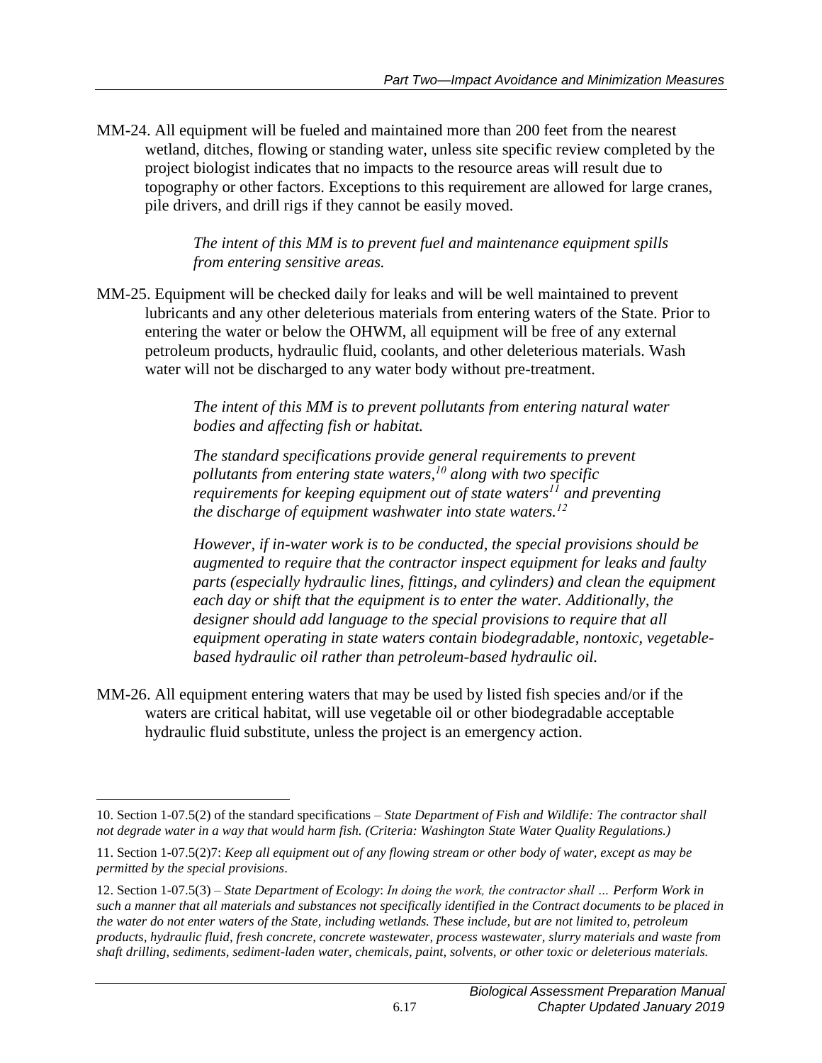MM-24. All equipment will be fueled and maintained more than 200 feet from the nearest wetland, ditches, flowing or standing water, unless site specific review completed by the project biologist indicates that no impacts to the resource areas will result due to topography or other factors. Exceptions to this requirement are allowed for large cranes, pile drivers, and drill rigs if they cannot be easily moved.

> *The intent of this MM is to prevent fuel and maintenance equipment spills from entering sensitive areas.*

MM-25. Equipment will be checked daily for leaks and will be well maintained to prevent lubricants and any other deleterious materials from entering waters of the State. Prior to entering the water or below the OHWM, all equipment will be free of any external petroleum products, hydraulic fluid, coolants, and other deleterious materials. Wash water will not be discharged to any water body without pre-treatment.

> *The intent of this MM is to prevent pollutants from entering natural water bodies and affecting fish or habitat.*
>
> *The standard specifications provide general requirements to prevent pollutants from entering state waters,[10] along with two specific requirements for keeping equipment out of state waters[11] and preventing the discharge of equipment washwater into state waters.[12]*
>
> *However, if in-water work is to be conducted, the special provisions should be augmented to require that the contractor inspect equipment for leaks and faulty parts (especially hydraulic lines, fittings, and cylinders) and clean the equipment each day or shift that the equipment is to enter the water. Additionally, the designer should add language to the special provisions to require that all equipment operating in state waters contain biodegradable, nontoxic, vegetable-based hydraulic oil rather than petroleum-based hydraulic oil.*

MM-26. All equipment entering waters that may be used by listed fish species and/or if the waters are critical habitat, will use vegetable oil or other biodegradable acceptable hydraulic fluid substitute, unless the project is an emergency action.

---

10. Section 1-07.5(2) of the standard specifications – *State Department of Fish and Wildlife: The contractor shall not degrade water in a way that would harm fish. (Criteria: Washington State Water Quality Regulations.)*

11. Section 1-07.5(2)7: *Keep all equipment out of any flowing stream or other body of water, except as may be permitted by the special provisions*.

12. Section 1-07.5(3) – *State Department of Ecology*: *In doing the work, the contractor shall … Perform Work in such a manner that all materials and substances not specifically identified in the Contract documents to be placed in the water do not enter waters of the State, including wetlands. These include, but are not limited to, petroleum products, hydraulic fluid, fresh concrete, concrete wastewater, process wastewater, slurry materials and waste from shaft drilling, sediments, sediment-laden water, chemicals, paint, solvents, or other toxic or deleterious materials.*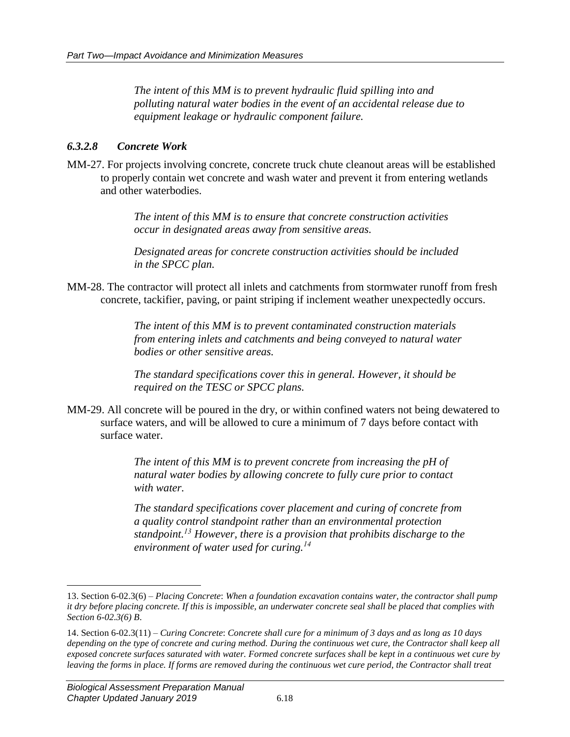*The intent of this MM is to prevent hydraulic fluid spilling into and polluting natural water bodies in the event of an accidental release due to equipment leakage or hydraulic component failure.*

### *6.3.2.8 Concrete Work*

MM-27. For projects involving concrete, concrete truck chute cleanout areas will be established to properly contain wet concrete and wash water and prevent it from entering wetlands and other waterbodies.

> *The intent of this MM is to ensure that concrete construction activities occur in designated areas away from sensitive areas.*
>
> *Designated areas for concrete construction activities should be included in the SPCC plan.*

MM-28. The contractor will protect all inlets and catchments from stormwater runoff from fresh concrete, tackifier, paving, or paint striping if inclement weather unexpectedly occurs.

> *The intent of this MM is to prevent contaminated construction materials from entering inlets and catchments and being conveyed to natural water bodies or other sensitive areas.*
>
> *The standard specifications cover this in general. However, it should be required on the TESC or SPCC plans.*

MM-29. All concrete will be poured in the dry, or within confined waters not being dewatered to surface waters, and will be allowed to cure a minimum of 7 days before contact with surface water.

> *The intent of this MM is to prevent concrete from increasing the pH of natural water bodies by allowing concrete to fully cure prior to contact with water.*
>
> *The standard specifications cover placement and curing of concrete from a quality control standpoint rather than an environmental protection standpoint.[13] However, there is a provision that prohibits discharge to the environment of water used for curing.[14]*

---

13. Section 6-02.3(6) – *Placing Concrete*: *When a foundation excavation contains water, the contractor shall pump it dry before placing concrete. If this is impossible, an underwater concrete seal shall be placed that complies with Section 6-02.3(6) B.*

14. Section 6-02.3(11) – *Curing Concrete*: *Concrete shall cure for a minimum of 3 days and as long as 10 days depending on the type of concrete and curing method. During the continuous wet cure, the Contractor shall keep all exposed concrete surfaces saturated with water. Formed concrete surfaces shall be kept in a continuous wet cure by leaving the forms in place. If forms are removed during the continuous wet cure period, the Contractor shall treat*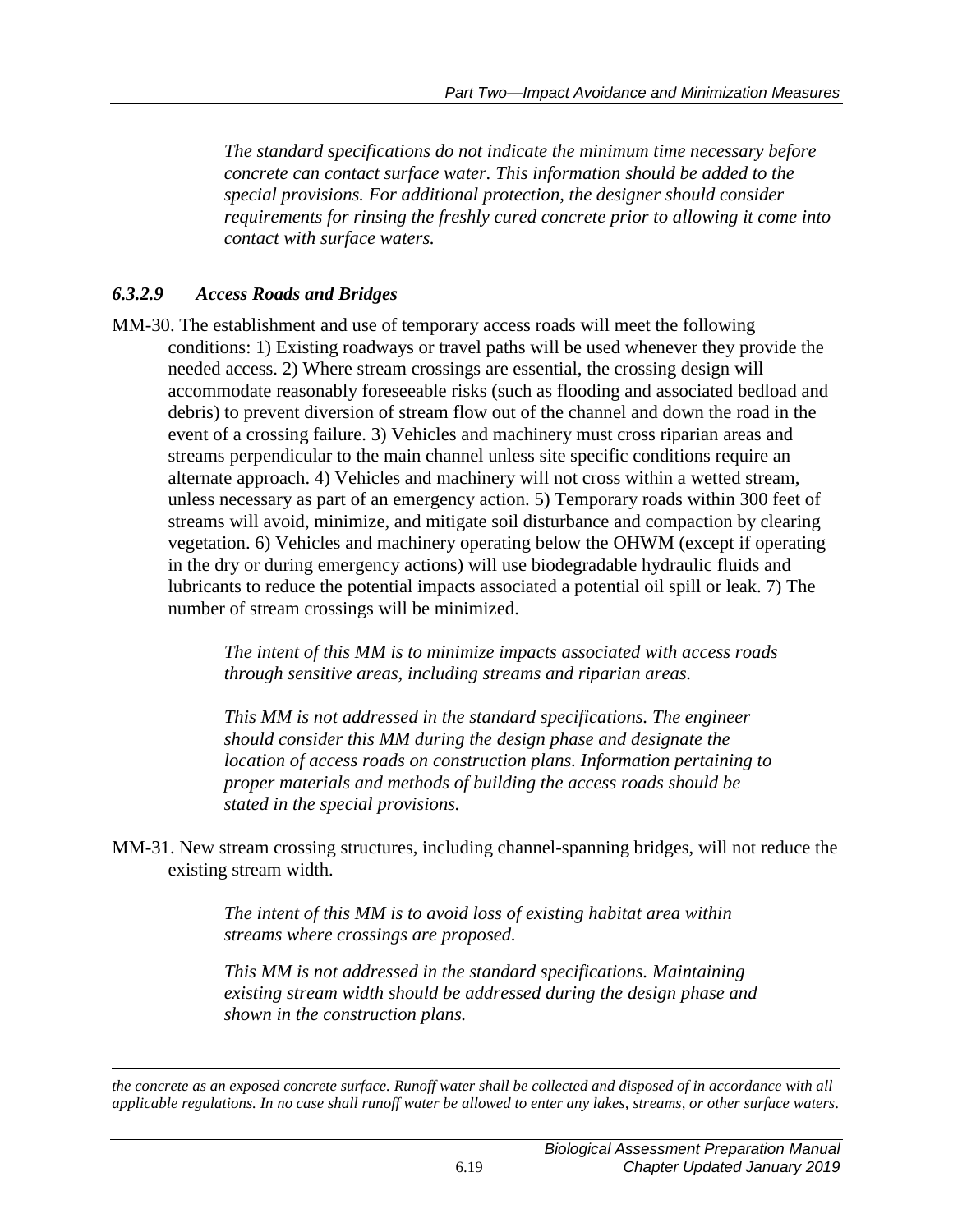*The standard specifications do not indicate the minimum time necessary before concrete can contact surface water. This information should be added to the special provisions. For additional protection, the designer should consider requirements for rinsing the freshly cured concrete prior to allowing it come into contact with surface waters.*

### *6.3.2.9 Access Roads and Bridges*

MM-30. The establishment and use of temporary access roads will meet the following conditions: 1) Existing roadways or travel paths will be used whenever they provide the needed access. 2) Where stream crossings are essential, the crossing design will accommodate reasonably foreseeable risks (such as flooding and associated bedload and debris) to prevent diversion of stream flow out of the channel and down the road in the event of a crossing failure. 3) Vehicles and machinery must cross riparian areas and streams perpendicular to the main channel unless site specific conditions require an alternate approach. 4) Vehicles and machinery will not cross within a wetted stream, unless necessary as part of an emergency action. 5) Temporary roads within 300 feet of streams will avoid, minimize, and mitigate soil disturbance and compaction by clearing vegetation. 6) Vehicles and machinery operating below the OHWM (except if operating in the dry or during emergency actions) will use biodegradable hydraulic fluids and lubricants to reduce the potential impacts associated a potential oil spill or leak. 7) The number of stream crossings will be minimized.

> *The intent of this MM is to minimize impacts associated with access roads through sensitive areas, including streams and riparian areas.*
>
> *This MM is not addressed in the standard specifications. The engineer should consider this MM during the design phase and designate the location of access roads on construction plans. Information pertaining to proper materials and methods of building the access roads should be stated in the special provisions.*

MM-31. New stream crossing structures, including channel-spanning bridges, will not reduce the existing stream width.

> *The intent of this MM is to avoid loss of existing habitat area within streams where crossings are proposed.*
>
> *This MM is not addressed in the standard specifications. Maintaining existing stream width should be addressed during the design phase and shown in the construction plans.*

---

*the concrete as an exposed concrete surface. Runoff water shall be collected and disposed of in accordance with all applicable regulations. In no case shall runoff water be allowed to enter any lakes, streams, or other surface waters.*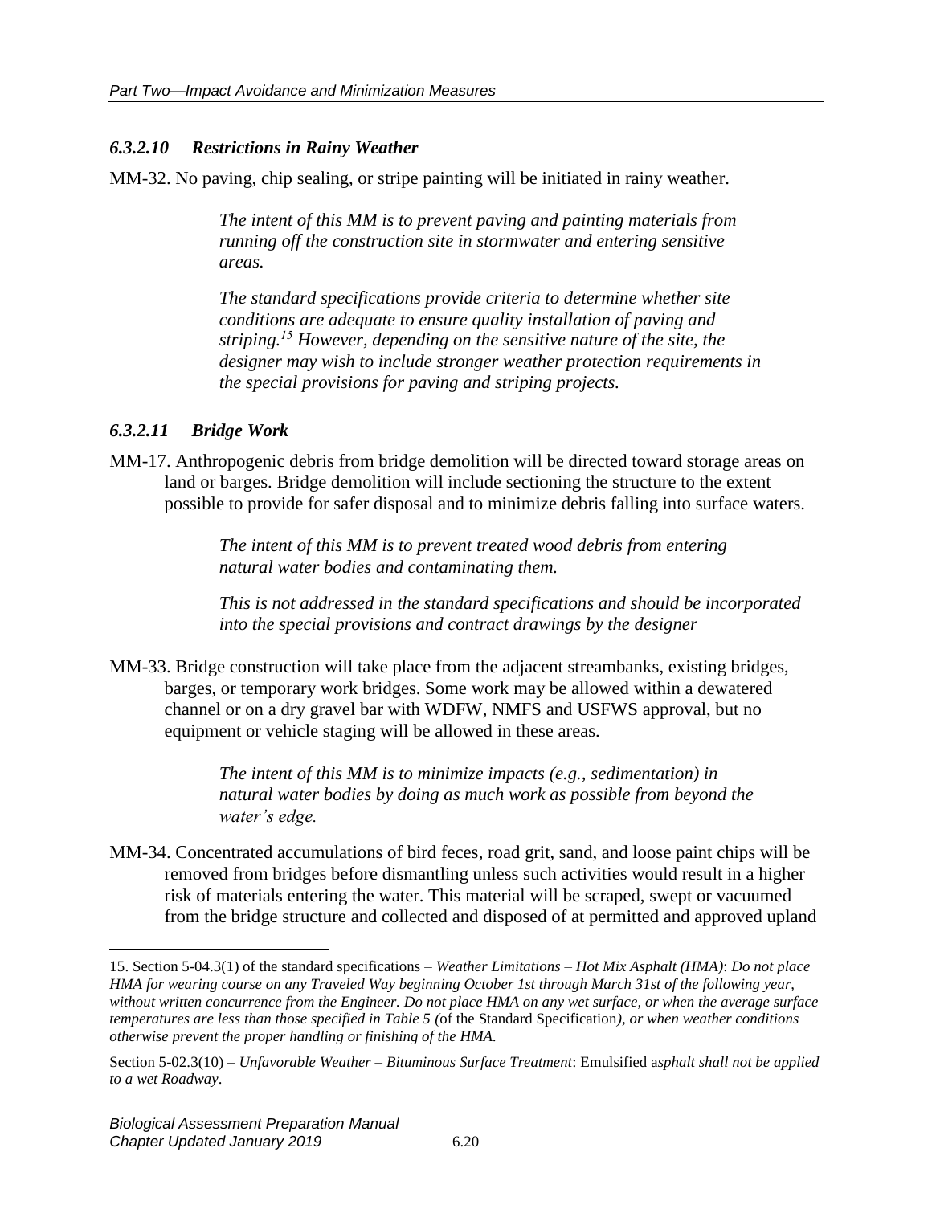#### *6.3.2.10 Restrictions in Rainy Weather*

MM-32. No paving, chip sealing, or stripe painting will be initiated in rainy weather.

> *The intent of this MM is to prevent paving and painting materials from running off the construction site in stormwater and entering sensitive areas.*
>
> *The standard specifications provide criteria to determine whether site conditions are adequate to ensure quality installation of paving and striping.[15] However, depending on the sensitive nature of the site, the designer may wish to include stronger weather protection requirements in the special provisions for paving and striping projects.*

#### *6.3.2.11 Bridge Work*

MM-17. Anthropogenic debris from bridge demolition will be directed toward storage areas on land or barges. Bridge demolition will include sectioning the structure to the extent possible to provide for safer disposal and to minimize debris falling into surface waters.

> *The intent of this MM is to prevent treated wood debris from entering natural water bodies and contaminating them.*
>
> *This is not addressed in the standard specifications and should be incorporated into the special provisions and contract drawings by the designer*

MM-33. Bridge construction will take place from the adjacent streambanks, existing bridges, barges, or temporary work bridges. Some work may be allowed within a dewatered channel or on a dry gravel bar with WDFW, NMFS and USFWS approval, but no equipment or vehicle staging will be allowed in these areas.

> *The intent of this MM is to minimize impacts (e.g., sedimentation) in natural water bodies by doing as much work as possible from beyond the water's edge.*

MM-34. Concentrated accumulations of bird feces, road grit, sand, and loose paint chips will be removed from bridges before dismantling unless such activities would result in a higher risk of materials entering the water. This material will be scraped, swept or vacuumed from the bridge structure and collected and disposed of at permitted and approved upland

---

15. Section 5-04.3(1) of the standard specifications – *Weather Limitations – Hot Mix Asphalt (HMA)*: *Do not place HMA for wearing course on any Traveled Way beginning October 1st through March 31st of the following year, without written concurrence from the Engineer. Do not place HMA on any wet surface, or when the average surface temperatures are less than those specified in Table 5 (*of the Standard Specification*), or when weather conditions otherwise prevent the proper handling or finishing of the HMA.*

Section 5-02.3(10) – *Unfavorable Weather – Bituminous Surface Treatment*: Emulsified a*sphalt shall not be applied to a wet Roadway*.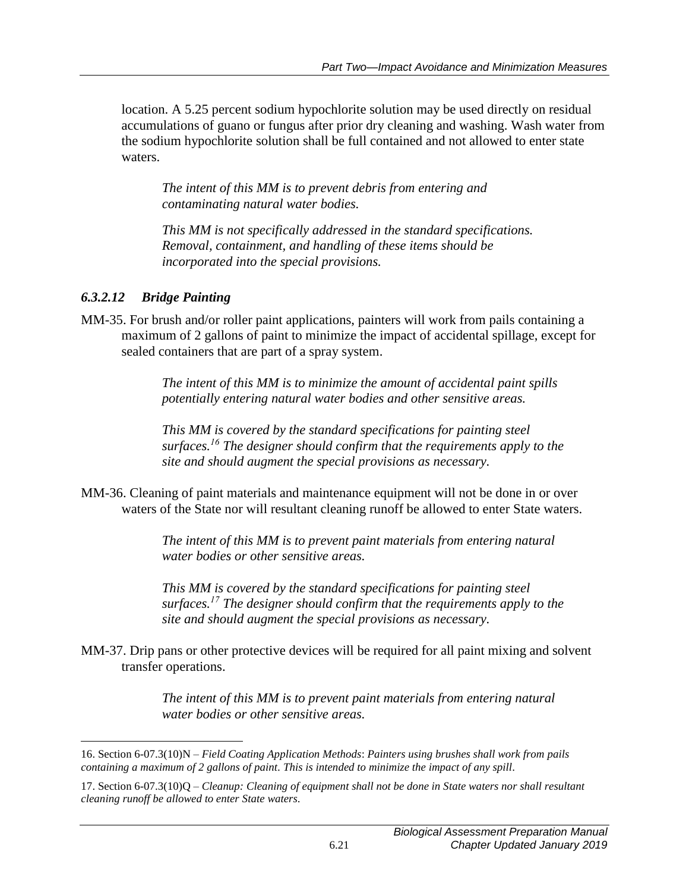location. A 5.25 percent sodium hypochlorite solution may be used directly on residual accumulations of guano or fungus after prior dry cleaning and washing. Wash water from the sodium hypochlorite solution shall be full contained and not allowed to enter state waters.

> *The intent of this MM is to prevent debris from entering and contaminating natural water bodies.*
>
> *This MM is not specifically addressed in the standard specifications. Removal, containment, and handling of these items should be incorporated into the special provisions.*

### *6.3.2.12 Bridge Painting*

MM-35. For brush and/or roller paint applications, painters will work from pails containing a maximum of 2 gallons of paint to minimize the impact of accidental spillage, except for sealed containers that are part of a spray system.

> *The intent of this MM is to minimize the amount of accidental paint spills potentially entering natural water bodies and other sensitive areas.*
>
> *This MM is covered by the standard specifications for painting steel surfaces.[16] The designer should confirm that the requirements apply to the site and should augment the special provisions as necessary.*

MM-36. Cleaning of paint materials and maintenance equipment will not be done in or over waters of the State nor will resultant cleaning runoff be allowed to enter State waters.

> *The intent of this MM is to prevent paint materials from entering natural water bodies or other sensitive areas.*
>
> *This MM is covered by the standard specifications for painting steel surfaces.[17] The designer should confirm that the requirements apply to the site and should augment the special provisions as necessary.*

MM-37. Drip pans or other protective devices will be required for all paint mixing and solvent transfer operations.

> *The intent of this MM is to prevent paint materials from entering natural water bodies or other sensitive areas.*

---

16. Section 6-07.3(10)N – *Field Coating Application Methods*: *Painters using brushes shall work from pails containing a maximum of 2 gallons of paint. This is intended to minimize the impact of any spill*.

17. Section 6-07.3(10)Q – *Cleanup: Cleaning of equipment shall not be done in State waters nor shall resultant cleaning runoff be allowed to enter State waters*.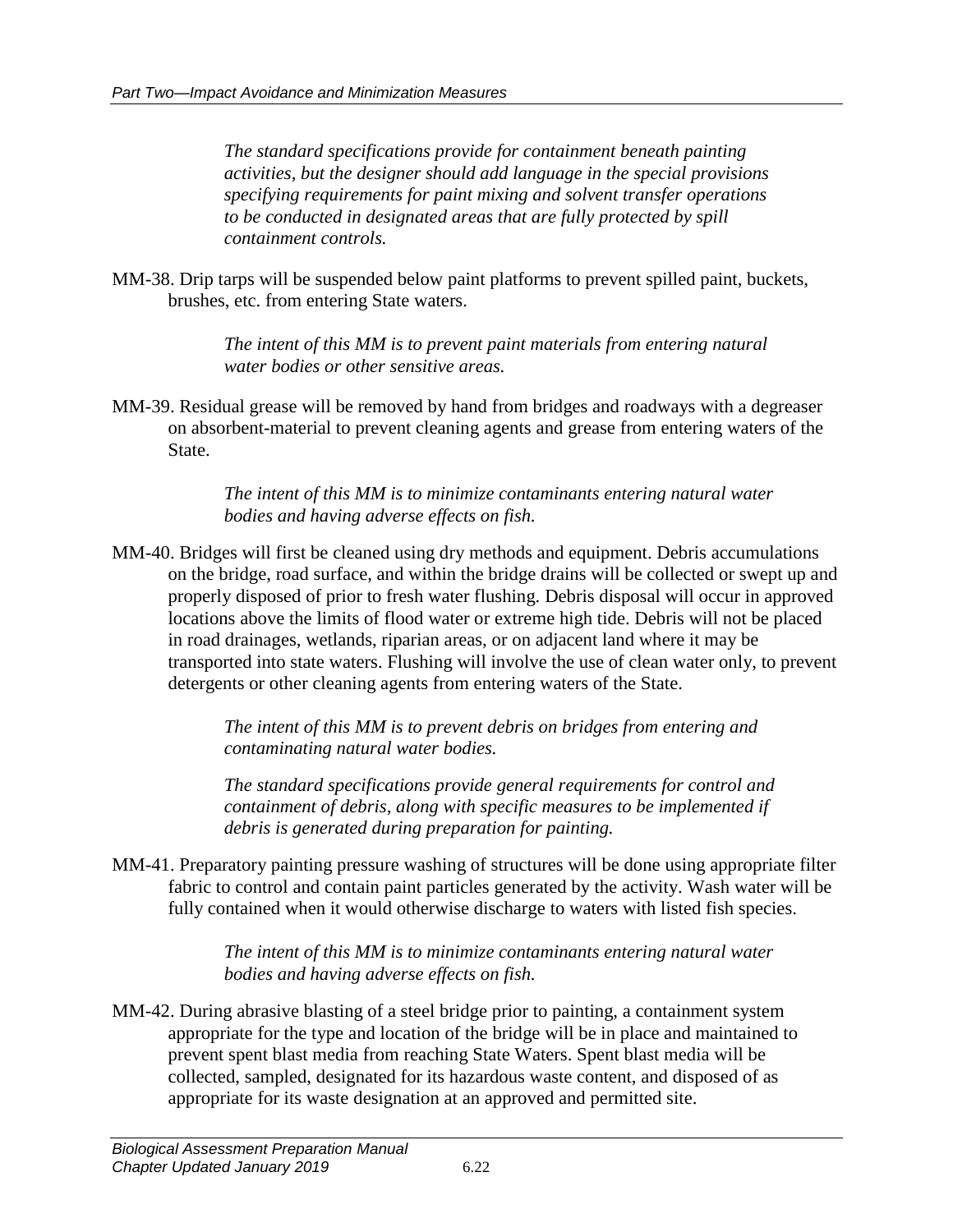*The standard specifications provide for containment beneath painting activities, but the designer should add language in the special provisions specifying requirements for paint mixing and solvent transfer operations to be conducted in designated areas that are fully protected by spill containment controls.*

MM-38. Drip tarps will be suspended below paint platforms to prevent spilled paint, buckets, brushes, etc. from entering State waters.

*The intent of this MM is to prevent paint materials from entering natural water bodies or other sensitive areas.*

MM-39. Residual grease will be removed by hand from bridges and roadways with a degreaser on absorbent-material to prevent cleaning agents and grease from entering waters of the State.

*The intent of this MM is to minimize contaminants entering natural water bodies and having adverse effects on fish.*

MM-40. Bridges will first be cleaned using dry methods and equipment. Debris accumulations on the bridge, road surface, and within the bridge drains will be collected or swept up and properly disposed of prior to fresh water flushing. Debris disposal will occur in approved locations above the limits of flood water or extreme high tide. Debris will not be placed in road drainages, wetlands, riparian areas, or on adjacent land where it may be transported into state waters. Flushing will involve the use of clean water only, to prevent detergents or other cleaning agents from entering waters of the State.

*The intent of this MM is to prevent debris on bridges from entering and contaminating natural water bodies.*

*The standard specifications provide general requirements for control and containment of debris, along with specific measures to be implemented if debris is generated during preparation for painting.*

MM-41. Preparatory painting pressure washing of structures will be done using appropriate filter fabric to control and contain paint particles generated by the activity. Wash water will be fully contained when it would otherwise discharge to waters with listed fish species.

*The intent of this MM is to minimize contaminants entering natural water bodies and having adverse effects on fish.*

MM-42. During abrasive blasting of a steel bridge prior to painting, a containment system appropriate for the type and location of the bridge will be in place and maintained to prevent spent blast media from reaching State Waters. Spent blast media will be collected, sampled, designated for its hazardous waste content, and disposed of as appropriate for its waste designation at an approved and permitted site.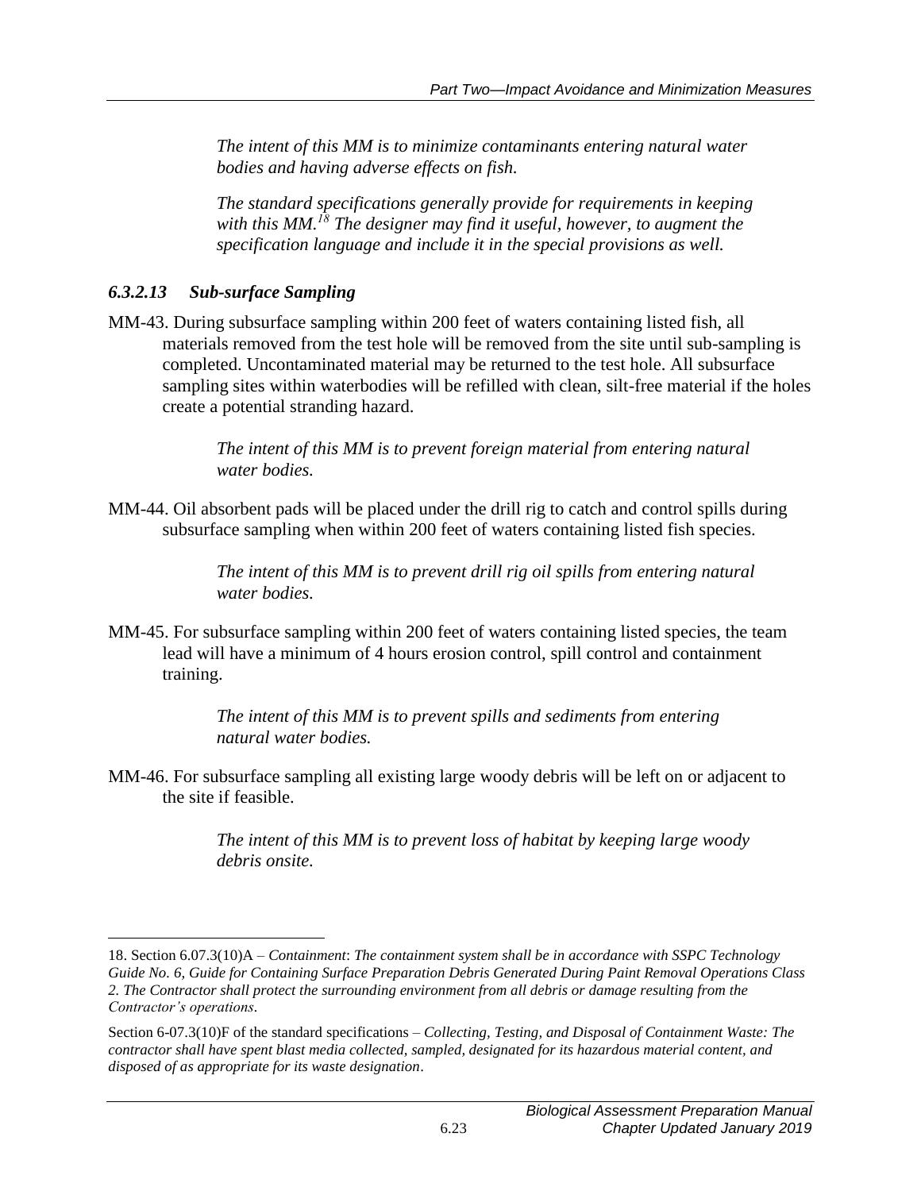*The intent of this MM is to minimize contaminants entering natural water bodies and having adverse effects on fish.*

*The standard specifications generally provide for requirements in keeping with this MM.*[18] *The designer may find it useful, however, to augment the specification language and include it in the special provisions as well.*

### *6.3.2.13 Sub-surface Sampling*

MM-43. During subsurface sampling within 200 feet of waters containing listed fish, all materials removed from the test hole will be removed from the site until sub-sampling is completed. Uncontaminated material may be returned to the test hole. All subsurface sampling sites within waterbodies will be refilled with clean, silt-free material if the holes create a potential stranding hazard.

*The intent of this MM is to prevent foreign material from entering natural water bodies.*

MM-44. Oil absorbent pads will be placed under the drill rig to catch and control spills during subsurface sampling when within 200 feet of waters containing listed fish species.

*The intent of this MM is to prevent drill rig oil spills from entering natural water bodies.*

MM-45. For subsurface sampling within 200 feet of waters containing listed species, the team lead will have a minimum of 4 hours erosion control, spill control and containment training.

*The intent of this MM is to prevent spills and sediments from entering natural water bodies.*

MM-46. For subsurface sampling all existing large woody debris will be left on or adjacent to the site if feasible.

*The intent of this MM is to prevent loss of habitat by keeping large woody debris onsite.*

---

18. Section 6.07.3(10)A – *Containment*: *The containment system shall be in accordance with SSPC Technology Guide No. 6, Guide for Containing Surface Preparation Debris Generated During Paint Removal Operations Class 2. The Contractor shall protect the surrounding environment from all debris or damage resulting from the Contractor's operations*.

Section 6-07.3(10)F of the standard specifications – *Collecting, Testing, and Disposal of Containment Waste: The contractor shall have spent blast media collected, sampled, designated for its hazardous material content, and disposed of as appropriate for its waste designation*.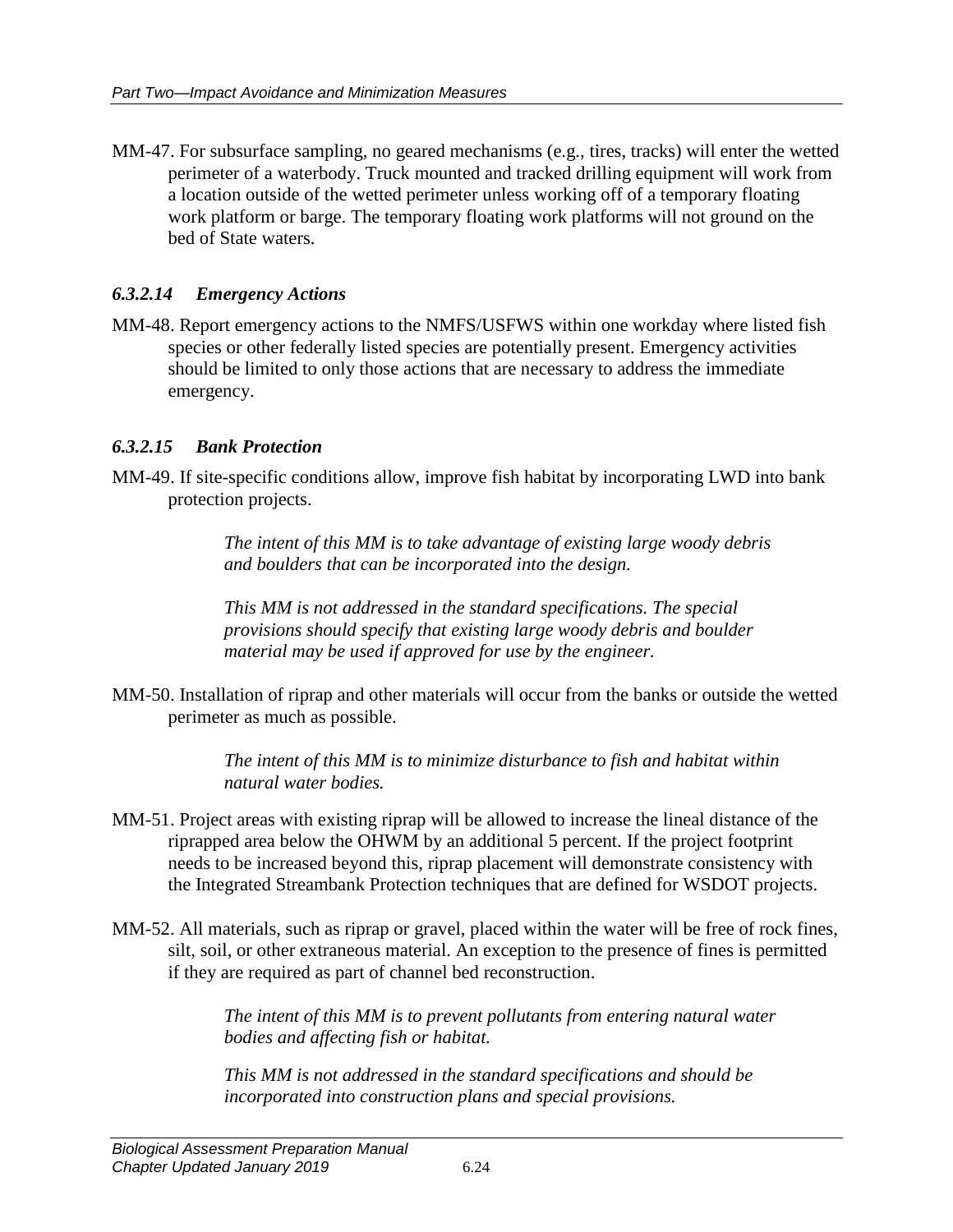MM-47. For subsurface sampling, no geared mechanisms (e.g., tires, tracks) will enter the wetted perimeter of a waterbody. Truck mounted and tracked drilling equipment will work from a location outside of the wetted perimeter unless working off of a temporary floating work platform or barge. The temporary floating work platforms will not ground on the bed of State waters.

### *6.3.2.14 Emergency Actions*

MM-48. Report emergency actions to the NMFS/USFWS within one workday where listed fish species or other federally listed species are potentially present. Emergency activities should be limited to only those actions that are necessary to address the immediate emergency.

### *6.3.2.15 Bank Protection*

MM-49. If site-specific conditions allow, improve fish habitat by incorporating LWD into bank protection projects.

> *The intent of this MM is to take advantage of existing large woody debris and boulders that can be incorporated into the design.*
>
> *This MM is not addressed in the standard specifications. The special provisions should specify that existing large woody debris and boulder material may be used if approved for use by the engineer.*

MM-50. Installation of riprap and other materials will occur from the banks or outside the wetted perimeter as much as possible.

> *The intent of this MM is to minimize disturbance to fish and habitat within natural water bodies.*

MM-51. Project areas with existing riprap will be allowed to increase the lineal distance of the riprapped area below the OHWM by an additional 5 percent. If the project footprint needs to be increased beyond this, riprap placement will demonstrate consistency with the Integrated Streambank Protection techniques that are defined for WSDOT projects.

MM-52. All materials, such as riprap or gravel, placed within the water will be free of rock fines, silt, soil, or other extraneous material. An exception to the presence of fines is permitted if they are required as part of channel bed reconstruction.

> *The intent of this MM is to prevent pollutants from entering natural water bodies and affecting fish or habitat.*
>
> *This MM is not addressed in the standard specifications and should be incorporated into construction plans and special provisions.*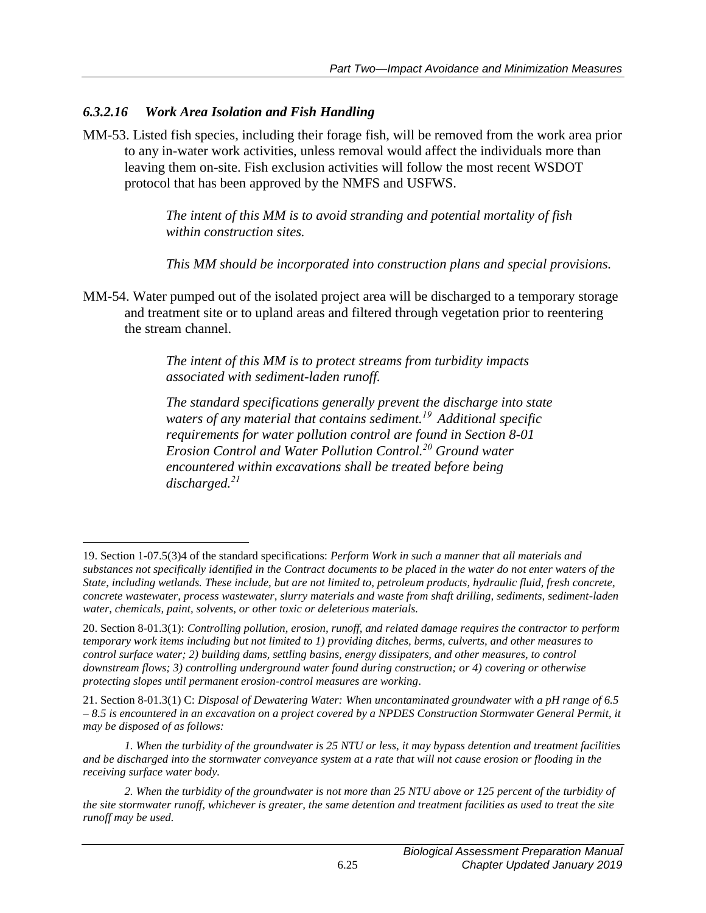### *6.3.2.16 Work Area Isolation and Fish Handling*

MM-53. Listed fish species, including their forage fish, will be removed from the work area prior to any in-water work activities, unless removal would affect the individuals more than leaving them on-site. Fish exclusion activities will follow the most recent WSDOT protocol that has been approved by the NMFS and USFWS.

> *The intent of this MM is to avoid stranding and potential mortality of fish within construction sites.*
>
> *This MM should be incorporated into construction plans and special provisions.*

MM-54. Water pumped out of the isolated project area will be discharged to a temporary storage and treatment site or to upland areas and filtered through vegetation prior to reentering the stream channel.

> *The intent of this MM is to protect streams from turbidity impacts associated with sediment-laden runoff.*
>
> *The standard specifications generally prevent the discharge into state waters of any material that contains sediment.[19] Additional specific requirements for water pollution control are found in Section 8-01 Erosion Control and Water Pollution Control.[20] Ground water encountered within excavations shall be treated before being discharged.[21]*

---

19. Section 1-07.5(3)4 of the standard specifications: *Perform Work in such a manner that all materials and substances not specifically identified in the Contract documents to be placed in the water do not enter waters of the State, including wetlands. These include, but are not limited to, petroleum products, hydraulic fluid, fresh concrete, concrete wastewater, process wastewater, slurry materials and waste from shaft drilling, sediments, sediment-laden water, chemicals, paint, solvents, or other toxic or deleterious materials.*

20. Section 8-01.3(1): *Controlling pollution, erosion, runoff, and related damage requires the contractor to perform temporary work items including but not limited to 1) providing ditches, berms, culverts, and other measures to control surface water; 2) building dams, settling basins, energy dissipaters, and other measures, to control downstream flows; 3) controlling underground water found during construction; or 4) covering or otherwise protecting slopes until permanent erosion-control measures are working*.

21. Section 8-01.3(1) C: *Disposal of Dewatering Water: When uncontaminated groundwater with a pH range of 6.5 – 8.5 is encountered in an excavation on a project covered by a NPDES Construction Stormwater General Permit, it may be disposed of as follows:*

*1. When the turbidity of the groundwater is 25 NTU or less, it may bypass detention and treatment facilities and be discharged into the stormwater conveyance system at a rate that will not cause erosion or flooding in the receiving surface water body.*

*2. When the turbidity of the groundwater is not more than 25 NTU above or 125 percent of the turbidity of the site stormwater runoff, whichever is greater, the same detention and treatment facilities as used to treat the site runoff may be used.*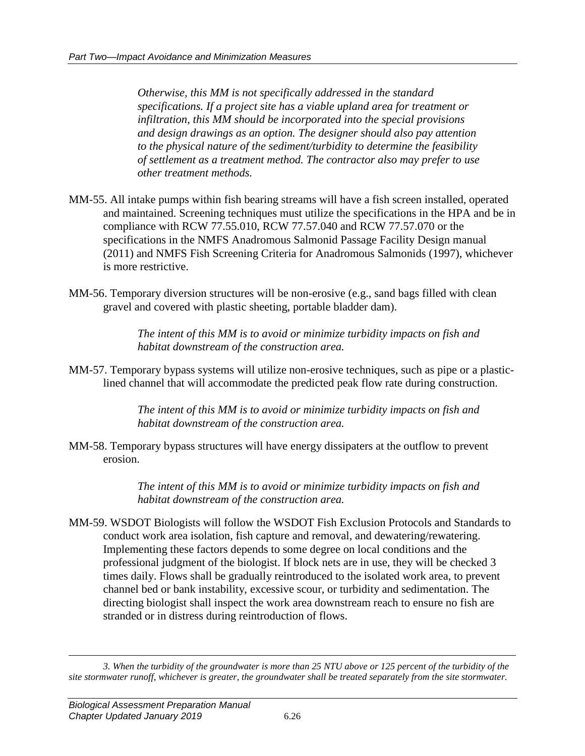*Otherwise, this MM is not specifically addressed in the standard specifications. If a project site has a viable upland area for treatment or infiltration, this MM should be incorporated into the special provisions and design drawings as an option. The designer should also pay attention to the physical nature of the sediment/turbidity to determine the feasibility of settlement as a treatment method. The contractor also may prefer to use other treatment methods.*

MM-55. All intake pumps within fish bearing streams will have a fish screen installed, operated and maintained. Screening techniques must utilize the specifications in the HPA and be in compliance with RCW 77.55.010, RCW 77.57.040 and RCW 77.57.070 or the specifications in the NMFS Anadromous Salmonid Passage Facility Design manual (2011) and NMFS Fish Screening Criteria for Anadromous Salmonids (1997), whichever is more restrictive.

MM-56. Temporary diversion structures will be non-erosive (e.g., sand bags filled with clean gravel and covered with plastic sheeting, portable bladder dam).

*The intent of this MM is to avoid or minimize turbidity impacts on fish and habitat downstream of the construction area.*

MM-57. Temporary bypass systems will utilize non-erosive techniques, such as pipe or a plastic-lined channel that will accommodate the predicted peak flow rate during construction.

*The intent of this MM is to avoid or minimize turbidity impacts on fish and habitat downstream of the construction area.*

MM-58. Temporary bypass structures will have energy dissipaters at the outflow to prevent erosion.

*The intent of this MM is to avoid or minimize turbidity impacts on fish and habitat downstream of the construction area.*

MM-59. WSDOT Biologists will follow the WSDOT Fish Exclusion Protocols and Standards to conduct work area isolation, fish capture and removal, and dewatering/rewatering. Implementing these factors depends to some degree on local conditions and the professional judgment of the biologist. If block nets are in use, they will be checked 3 times daily. Flows shall be gradually reintroduced to the isolated work area, to prevent channel bed or bank instability, excessive scour, or turbidity and sedimentation. The directing biologist shall inspect the work area downstream reach to ensure no fish are stranded or in distress during reintroduction of flows.

---

*3. When the turbidity of the groundwater is more than 25 NTU above or 125 percent of the turbidity of the site stormwater runoff, whichever is greater, the groundwater shall be treated separately from the site stormwater.*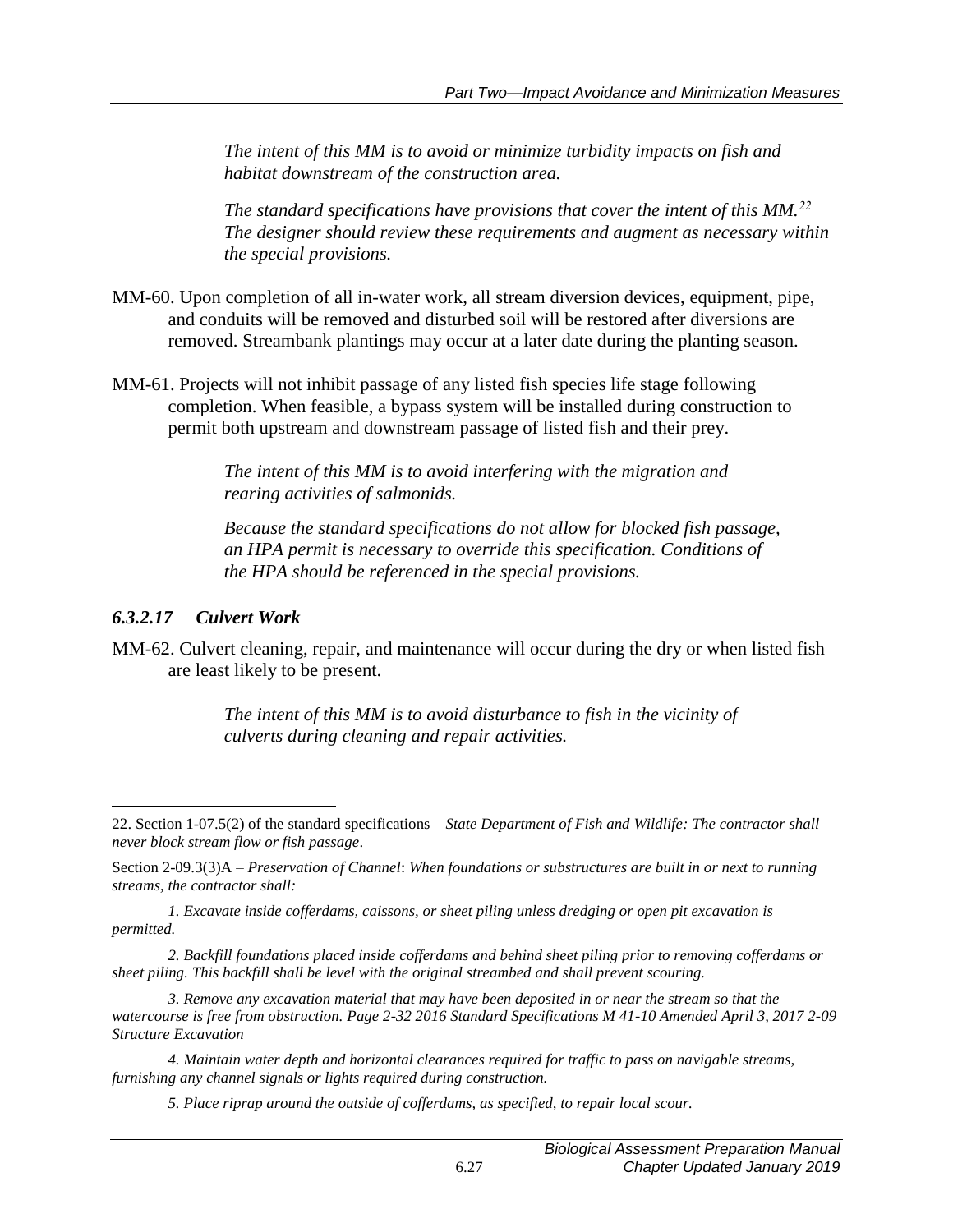*The intent of this MM is to avoid or minimize turbidity impacts on fish and habitat downstream of the construction area.*

*The standard specifications have provisions that cover the intent of this MM.*[22] *The designer should review these requirements and augment as necessary within the special provisions.*

MM-60. Upon completion of all in-water work, all stream diversion devices, equipment, pipe, and conduits will be removed and disturbed soil will be restored after diversions are removed. Streambank plantings may occur at a later date during the planting season.

MM-61. Projects will not inhibit passage of any listed fish species life stage following completion. When feasible, a bypass system will be installed during construction to permit both upstream and downstream passage of listed fish and their prey.

*The intent of this MM is to avoid interfering with the migration and rearing activities of salmonids.*

*Because the standard specifications do not allow for blocked fish passage, an HPA permit is necessary to override this specification. Conditions of the HPA should be referenced in the special provisions.*

### *6.3.2.17 Culvert Work*

MM-62. Culvert cleaning, repair, and maintenance will occur during the dry or when listed fish are least likely to be present.

*The intent of this MM is to avoid disturbance to fish in the vicinity of culverts during cleaning and repair activities.*

---

22. Section 1-07.5(2) of the standard specifications – *State Department of Fish and Wildlife: The contractor shall never block stream flow or fish passage*.

Section 2-09.3(3)A – *Preservation of Channel*: *When foundations or substructures are built in or next to running streams, the contractor shall:*

*1. Excavate inside cofferdams, caissons, or sheet piling unless dredging or open pit excavation is permitted.*

*2. Backfill foundations placed inside cofferdams and behind sheet piling prior to removing cofferdams or sheet piling. This backfill shall be level with the original streambed and shall prevent scouring.*

*3. Remove any excavation material that may have been deposited in or near the stream so that the watercourse is free from obstruction. Page 2-32 2016 Standard Specifications M 41-10 Amended April 3, 2017 2-09 Structure Excavation*

*4. Maintain water depth and horizontal clearances required for traffic to pass on navigable streams, furnishing any channel signals or lights required during construction.*

*5. Place riprap around the outside of cofferdams, as specified, to repair local scour.*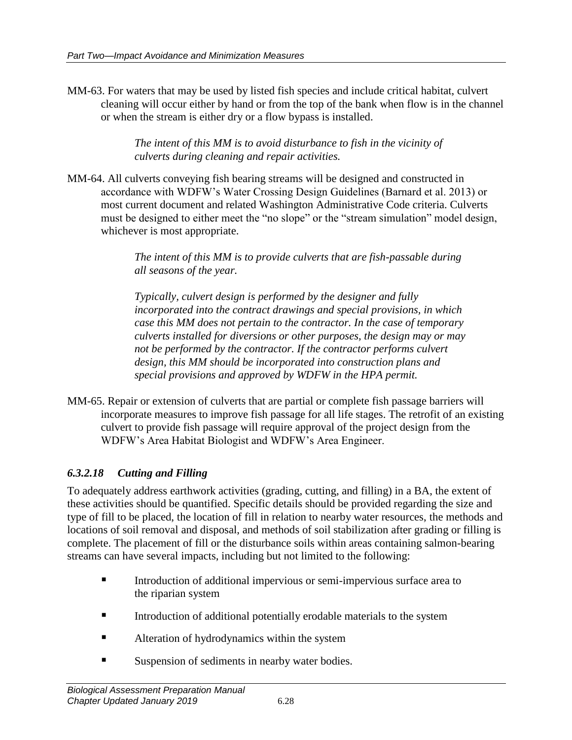MM-63. For waters that may be used by listed fish species and include critical habitat, culvert cleaning will occur either by hand or from the top of the bank when flow is in the channel or when the stream is either dry or a flow bypass is installed.

> *The intent of this MM is to avoid disturbance to fish in the vicinity of culverts during cleaning and repair activities.*

MM-64. All culverts conveying fish bearing streams will be designed and constructed in accordance with WDFW's Water Crossing Design Guidelines (Barnard et al. 2013) or most current document and related Washington Administrative Code criteria. Culverts must be designed to either meet the "no slope" or the "stream simulation" model design, whichever is most appropriate.

> *The intent of this MM is to provide culverts that are fish-passable during all seasons of the year.*
>
> *Typically, culvert design is performed by the designer and fully incorporated into the contract drawings and special provisions, in which case this MM does not pertain to the contractor. In the case of temporary culverts installed for diversions or other purposes, the design may or may not be performed by the contractor. If the contractor performs culvert design, this MM should be incorporated into construction plans and special provisions and approved by WDFW in the HPA permit.*

MM-65. Repair or extension of culverts that are partial or complete fish passage barriers will incorporate measures to improve fish passage for all life stages. The retrofit of an existing culvert to provide fish passage will require approval of the project design from the WDFW's Area Habitat Biologist and WDFW's Area Engineer.

#### *6.3.2.18 Cutting and Filling*

To adequately address earthwork activities (grading, cutting, and filling) in a BA, the extent of these activities should be quantified. Specific details should be provided regarding the size and type of fill to be placed, the location of fill in relation to nearby water resources, the methods and locations of soil removal and disposal, and methods of soil stabilization after grading or filling is complete. The placement of fill or the disturbance soils within areas containing salmon-bearing streams can have several impacts, including but not limited to the following:

- Introduction of additional impervious or semi-impervious surface area to the riparian system
- Introduction of additional potentially erodable materials to the system
- Alteration of hydrodynamics within the system
- Suspension of sediments in nearby water bodies.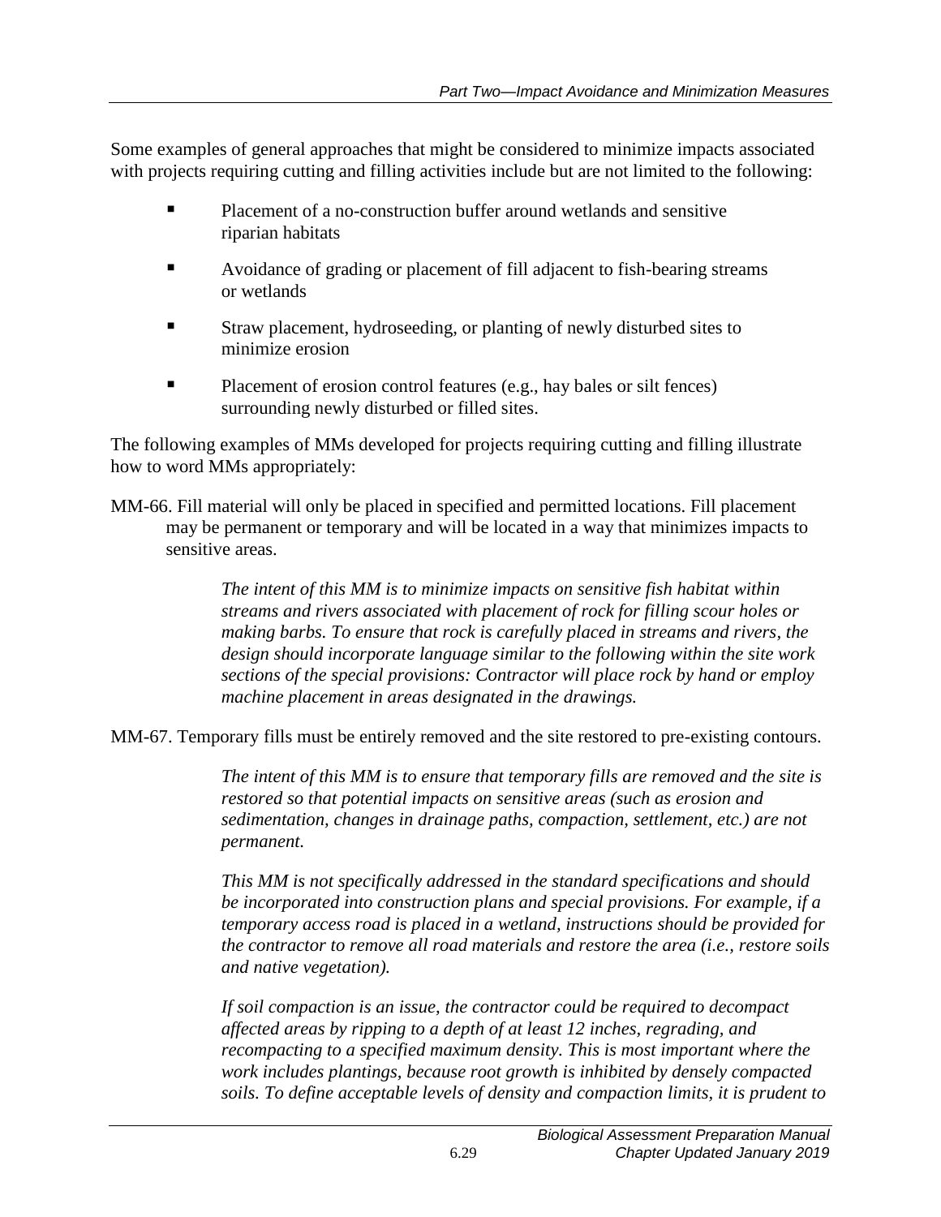Some examples of general approaches that might be considered to minimize impacts associated with projects requiring cutting and filling activities include but are not limited to the following:

- Placement of a no-construction buffer around wetlands and sensitive riparian habitats
- Avoidance of grading or placement of fill adjacent to fish-bearing streams or wetlands
- Straw placement, hydroseeding, or planting of newly disturbed sites to minimize erosion
- Placement of erosion control features (e.g., hay bales or silt fences) surrounding newly disturbed or filled sites.

The following examples of MMs developed for projects requiring cutting and filling illustrate how to word MMs appropriately:

MM-66. Fill material will only be placed in specified and permitted locations. Fill placement may be permanent or temporary and will be located in a way that minimizes impacts to sensitive areas.

> *The intent of this MM is to minimize impacts on sensitive fish habitat within streams and rivers associated with placement of rock for filling scour holes or making barbs. To ensure that rock is carefully placed in streams and rivers, the design should incorporate language similar to the following within the site work sections of the special provisions: Contractor will place rock by hand or employ machine placement in areas designated in the drawings.*

MM-67. Temporary fills must be entirely removed and the site restored to pre-existing contours.

> *The intent of this MM is to ensure that temporary fills are removed and the site is restored so that potential impacts on sensitive areas (such as erosion and sedimentation, changes in drainage paths, compaction, settlement, etc.) are not permanent.*
>
> *This MM is not specifically addressed in the standard specifications and should be incorporated into construction plans and special provisions. For example, if a temporary access road is placed in a wetland, instructions should be provided for the contractor to remove all road materials and restore the area (i.e., restore soils and native vegetation).*
>
> *If soil compaction is an issue, the contractor could be required to decompact affected areas by ripping to a depth of at least 12 inches, regrading, and recompacting to a specified maximum density. This is most important where the work includes plantings, because root growth is inhibited by densely compacted soils. To define acceptable levels of density and compaction limits, it is prudent to*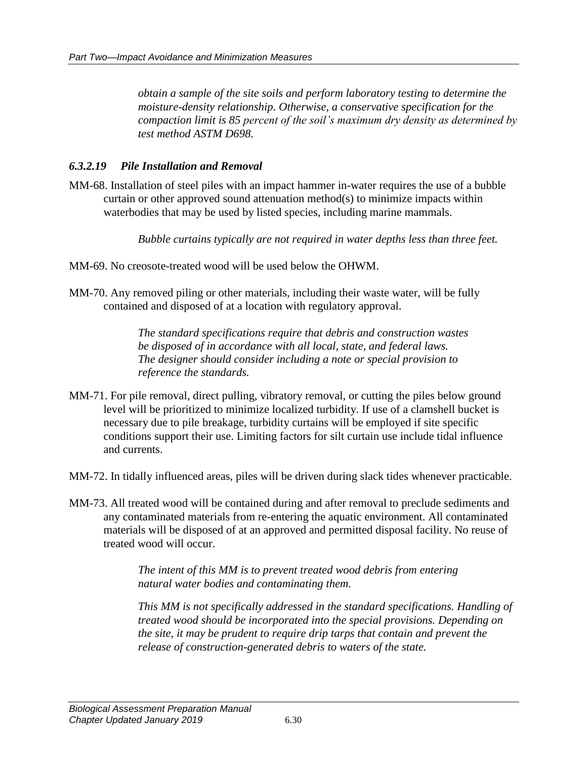*obtain a sample of the site soils and perform laboratory testing to determine the moisture-density relationship. Otherwise, a conservative specification for the compaction limit is 85 percent of the soil's maximum dry density as determined by test method ASTM D698.*

### *6.3.2.19 Pile Installation and Removal*

MM-68. Installation of steel piles with an impact hammer in-water requires the use of a bubble curtain or other approved sound attenuation method(s) to minimize impacts within waterbodies that may be used by listed species, including marine mammals.

> *Bubble curtains typically are not required in water depths less than three feet.*

MM-69. No creosote-treated wood will be used below the OHWM.

MM-70. Any removed piling or other materials, including their waste water, will be fully contained and disposed of at a location with regulatory approval.

> *The standard specifications require that debris and construction wastes be disposed of in accordance with all local, state, and federal laws. The designer should consider including a note or special provision to reference the standards.*

MM-71. For pile removal, direct pulling, vibratory removal, or cutting the piles below ground level will be prioritized to minimize localized turbidity. If use of a clamshell bucket is necessary due to pile breakage, turbidity curtains will be employed if site specific conditions support their use. Limiting factors for silt curtain use include tidal influence and currents.

MM-72. In tidally influenced areas, piles will be driven during slack tides whenever practicable.

MM-73. All treated wood will be contained during and after removal to preclude sediments and any contaminated materials from re-entering the aquatic environment. All contaminated materials will be disposed of at an approved and permitted disposal facility. No reuse of treated wood will occur.

> *The intent of this MM is to prevent treated wood debris from entering natural water bodies and contaminating them.*
>
> *This MM is not specifically addressed in the standard specifications. Handling of treated wood should be incorporated into the special provisions. Depending on the site, it may be prudent to require drip tarps that contain and prevent the release of construction-generated debris to waters of the state.*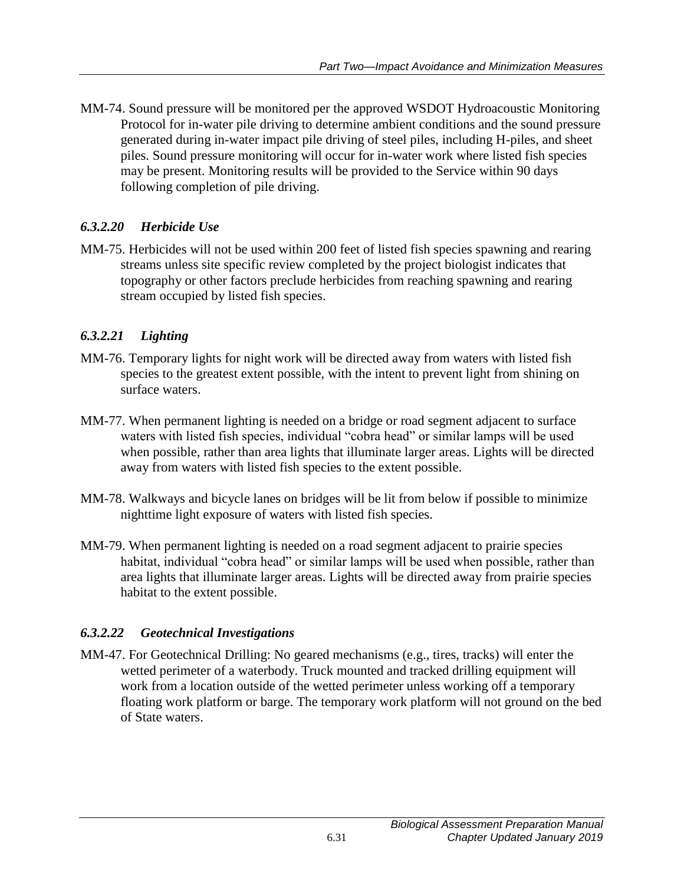MM-74. Sound pressure will be monitored per the approved WSDOT Hydroacoustic Monitoring Protocol for in-water pile driving to determine ambient conditions and the sound pressure generated during in-water impact pile driving of steel piles, including H-piles, and sheet piles. Sound pressure monitoring will occur for in-water work where listed fish species may be present. Monitoring results will be provided to the Service within 90 days following completion of pile driving.

#### *6.3.2.20 Herbicide Use*

MM-75. Herbicides will not be used within 200 feet of listed fish species spawning and rearing streams unless site specific review completed by the project biologist indicates that topography or other factors preclude herbicides from reaching spawning and rearing stream occupied by listed fish species.

#### *6.3.2.21 Lighting*

MM-76. Temporary lights for night work will be directed away from waters with listed fish species to the greatest extent possible, with the intent to prevent light from shining on surface waters.

MM-77. When permanent lighting is needed on a bridge or road segment adjacent to surface waters with listed fish species, individual "cobra head" or similar lamps will be used when possible, rather than area lights that illuminate larger areas. Lights will be directed away from waters with listed fish species to the extent possible.

MM-78. Walkways and bicycle lanes on bridges will be lit from below if possible to minimize nighttime light exposure of waters with listed fish species.

MM-79. When permanent lighting is needed on a road segment adjacent to prairie species habitat, individual "cobra head" or similar lamps will be used when possible, rather than area lights that illuminate larger areas. Lights will be directed away from prairie species habitat to the extent possible.

#### *6.3.2.22 Geotechnical Investigations*

MM-47. For Geotechnical Drilling: No geared mechanisms (e.g., tires, tracks) will enter the wetted perimeter of a waterbody. Truck mounted and tracked drilling equipment will work from a location outside of the wetted perimeter unless working off a temporary floating work platform or barge. The temporary work platform will not ground on the bed of State waters.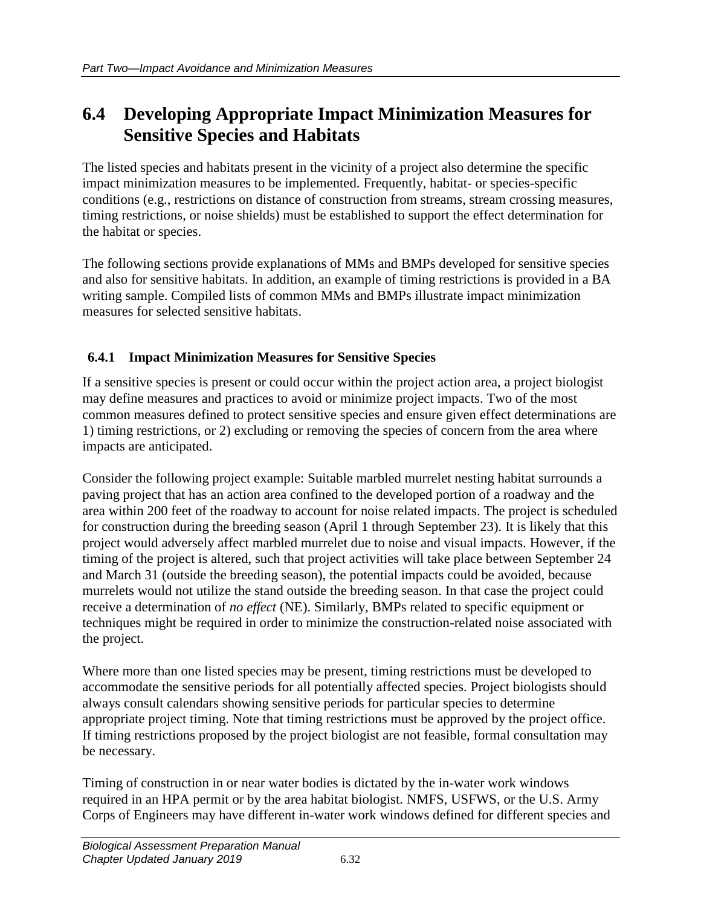## 6.4 Developing Appropriate Impact Minimization Measures for Sensitive Species and Habitats

The listed species and habitats present in the vicinity of a project also determine the specific impact minimization measures to be implemented. Frequently, habitat- or species-specific conditions (e.g., restrictions on distance of construction from streams, stream crossing measures, timing restrictions, or noise shields) must be established to support the effect determination for the habitat or species.

The following sections provide explanations of MMs and BMPs developed for sensitive species and also for sensitive habitats. In addition, an example of timing restrictions is provided in a BA writing sample. Compiled lists of common MMs and BMPs illustrate impact minimization measures for selected sensitive habitats.

### 6.4.1 Impact Minimization Measures for Sensitive Species

If a sensitive species is present or could occur within the project action area, a project biologist may define measures and practices to avoid or minimize project impacts. Two of the most common measures defined to protect sensitive species and ensure given effect determinations are 1) timing restrictions, or 2) excluding or removing the species of concern from the area where impacts are anticipated.

Consider the following project example: Suitable marbled murrelet nesting habitat surrounds a paving project that has an action area confined to the developed portion of a roadway and the area within 200 feet of the roadway to account for noise related impacts. The project is scheduled for construction during the breeding season (April 1 through September 23). It is likely that this project would adversely affect marbled murrelet due to noise and visual impacts. However, if the timing of the project is altered, such that project activities will take place between September 24 and March 31 (outside the breeding season), the potential impacts could be avoided, because murrelets would not utilize the stand outside the breeding season. In that case the project could receive a determination of *no effect* (NE). Similarly, BMPs related to specific equipment or techniques might be required in order to minimize the construction-related noise associated with the project.

Where more than one listed species may be present, timing restrictions must be developed to accommodate the sensitive periods for all potentially affected species. Project biologists should always consult calendars showing sensitive periods for particular species to determine appropriate project timing. Note that timing restrictions must be approved by the project office. If timing restrictions proposed by the project biologist are not feasible, formal consultation may be necessary.

Timing of construction in or near water bodies is dictated by the in-water work windows required in an HPA permit or by the area habitat biologist. NMFS, USFWS, or the U.S. Army Corps of Engineers may have different in-water work windows defined for different species and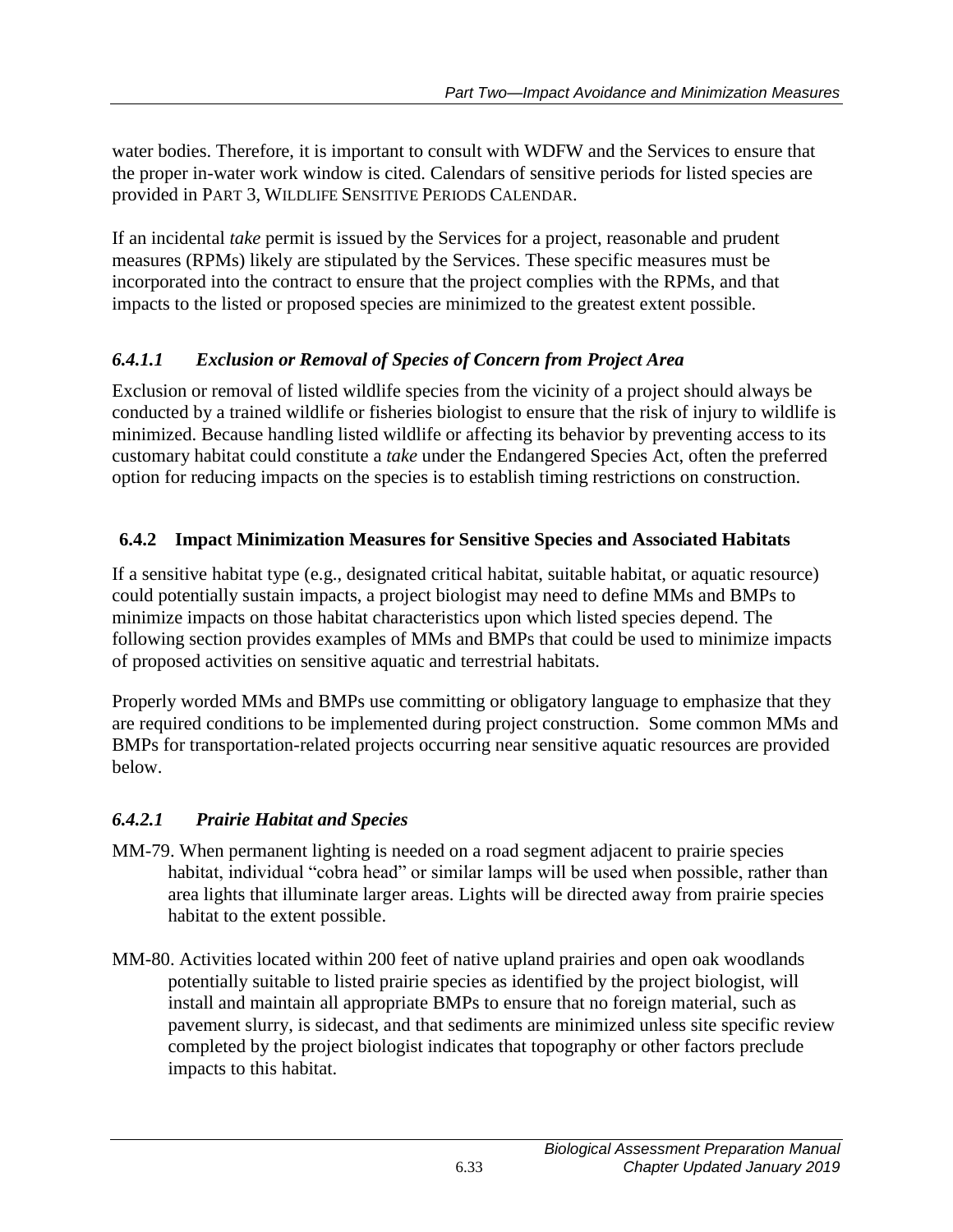water bodies. Therefore, it is important to consult with WDFW and the Services to ensure that the proper in-water work window is cited. Calendars of sensitive periods for listed species are provided in PART 3, WILDLIFE SENSITIVE PERIODS CALENDAR.

If an incidental *take* permit is issued by the Services for a project, reasonable and prudent measures (RPMs) likely are stipulated by the Services. These specific measures must be incorporated into the contract to ensure that the project complies with the RPMs, and that impacts to the listed or proposed species are minimized to the greatest extent possible.

#### *6.4.1.1 Exclusion or Removal of Species of Concern from Project Area*

Exclusion or removal of listed wildlife species from the vicinity of a project should always be conducted by a trained wildlife or fisheries biologist to ensure that the risk of injury to wildlife is minimized. Because handling listed wildlife or affecting its behavior by preventing access to its customary habitat could constitute a *take* under the Endangered Species Act, often the preferred option for reducing impacts on the species is to establish timing restrictions on construction.

### 6.4.2 Impact Minimization Measures for Sensitive Species and Associated Habitats

If a sensitive habitat type (e.g., designated critical habitat, suitable habitat, or aquatic resource) could potentially sustain impacts, a project biologist may need to define MMs and BMPs to minimize impacts on those habitat characteristics upon which listed species depend. The following section provides examples of MMs and BMPs that could be used to minimize impacts of proposed activities on sensitive aquatic and terrestrial habitats.

Properly worded MMs and BMPs use committing or obligatory language to emphasize that they are required conditions to be implemented during project construction. Some common MMs and BMPs for transportation-related projects occurring near sensitive aquatic resources are provided below.

#### *6.4.2.1 Prairie Habitat and Species*

MM-79. When permanent lighting is needed on a road segment adjacent to prairie species habitat, individual "cobra head" or similar lamps will be used when possible, rather than area lights that illuminate larger areas. Lights will be directed away from prairie species habitat to the extent possible.

MM-80. Activities located within 200 feet of native upland prairies and open oak woodlands potentially suitable to listed prairie species as identified by the project biologist, will install and maintain all appropriate BMPs to ensure that no foreign material, such as pavement slurry, is sidecast, and that sediments are minimized unless site specific review completed by the project biologist indicates that topography or other factors preclude impacts to this habitat.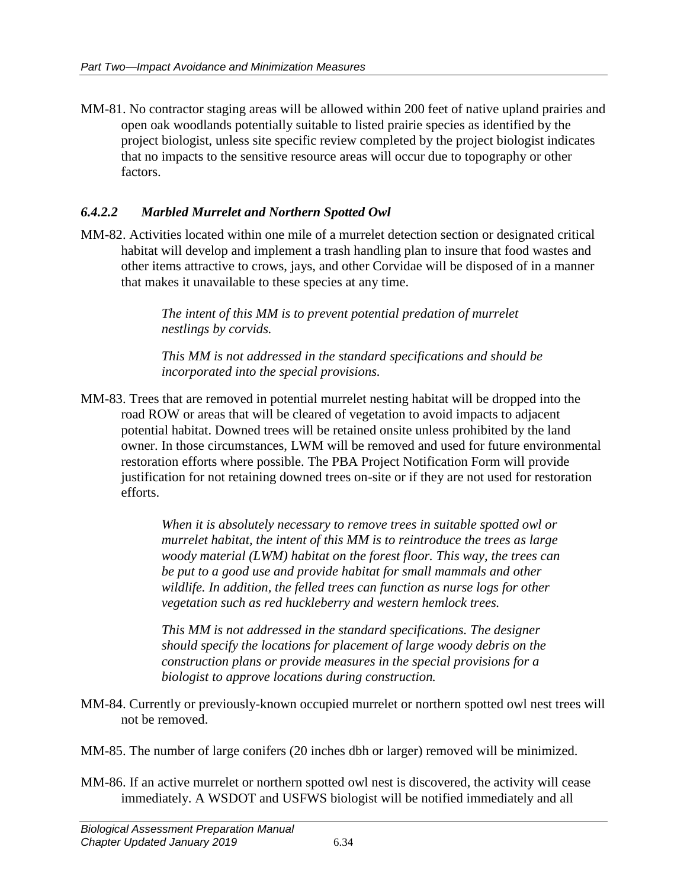MM-81. No contractor staging areas will be allowed within 200 feet of native upland prairies and open oak woodlands potentially suitable to listed prairie species as identified by the project biologist, unless site specific review completed by the project biologist indicates that no impacts to the sensitive resource areas will occur due to topography or other factors.

### *6.4.2.2 Marbled Murrelet and Northern Spotted Owl*

MM-82. Activities located within one mile of a murrelet detection section or designated critical habitat will develop and implement a trash handling plan to insure that food wastes and other items attractive to crows, jays, and other Corvidae will be disposed of in a manner that makes it unavailable to these species at any time.

> *The intent of this MM is to prevent potential predation of murrelet nestlings by corvids.*
>
> *This MM is not addressed in the standard specifications and should be incorporated into the special provisions.*

MM-83. Trees that are removed in potential murrelet nesting habitat will be dropped into the road ROW or areas that will be cleared of vegetation to avoid impacts to adjacent potential habitat. Downed trees will be retained onsite unless prohibited by the land owner. In those circumstances, LWM will be removed and used for future environmental restoration efforts where possible. The PBA Project Notification Form will provide justification for not retaining downed trees on-site or if they are not used for restoration efforts.

> *When it is absolutely necessary to remove trees in suitable spotted owl or murrelet habitat, the intent of this MM is to reintroduce the trees as large woody material (LWM) habitat on the forest floor. This way, the trees can be put to a good use and provide habitat for small mammals and other wildlife. In addition, the felled trees can function as nurse logs for other vegetation such as red huckleberry and western hemlock trees.*
>
> *This MM is not addressed in the standard specifications. The designer should specify the locations for placement of large woody debris on the construction plans or provide measures in the special provisions for a biologist to approve locations during construction.*

MM-84. Currently or previously-known occupied murrelet or northern spotted owl nest trees will not be removed.

MM-85. The number of large conifers (20 inches dbh or larger) removed will be minimized.

MM-86. If an active murrelet or northern spotted owl nest is discovered, the activity will cease immediately. A WSDOT and USFWS biologist will be notified immediately and all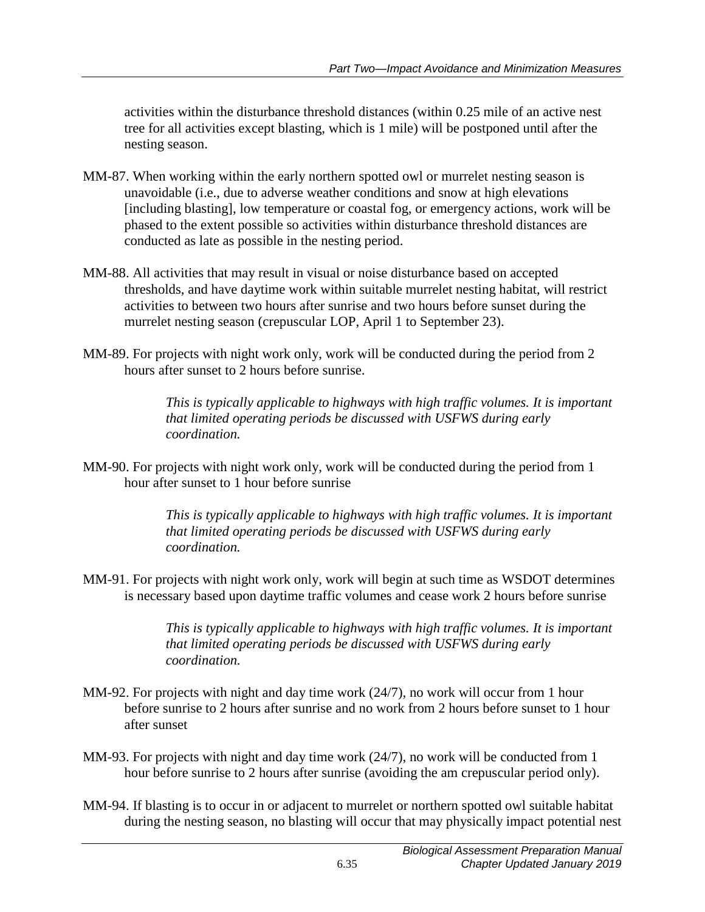activities within the disturbance threshold distances (within 0.25 mile of an active nest tree for all activities except blasting, which is 1 mile) will be postponed until after the nesting season.

MM-87. When working within the early northern spotted owl or murrelet nesting season is unavoidable (i.e., due to adverse weather conditions and snow at high elevations [including blasting], low temperature or coastal fog, or emergency actions, work will be phased to the extent possible so activities within disturbance threshold distances are conducted as late as possible in the nesting period.

MM-88. All activities that may result in visual or noise disturbance based on accepted thresholds, and have daytime work within suitable murrelet nesting habitat, will restrict activities to between two hours after sunrise and two hours before sunset during the murrelet nesting season (crepuscular LOP, April 1 to September 23).

MM-89. For projects with night work only, work will be conducted during the period from 2 hours after sunset to 2 hours before sunrise.

> *This is typically applicable to highways with high traffic volumes. It is important that limited operating periods be discussed with USFWS during early coordination.*

MM-90. For projects with night work only, work will be conducted during the period from 1 hour after sunset to 1 hour before sunrise

> *This is typically applicable to highways with high traffic volumes. It is important that limited operating periods be discussed with USFWS during early coordination.*

MM-91. For projects with night work only, work will begin at such time as WSDOT determines is necessary based upon daytime traffic volumes and cease work 2 hours before sunrise

> *This is typically applicable to highways with high traffic volumes. It is important that limited operating periods be discussed with USFWS during early coordination.*

MM-92. For projects with night and day time work (24/7), no work will occur from 1 hour before sunrise to 2 hours after sunrise and no work from 2 hours before sunset to 1 hour after sunset

MM-93. For projects with night and day time work (24/7), no work will be conducted from 1 hour before sunrise to 2 hours after sunrise (avoiding the am crepuscular period only).

MM-94. If blasting is to occur in or adjacent to murrelet or northern spotted owl suitable habitat during the nesting season, no blasting will occur that may physically impact potential nest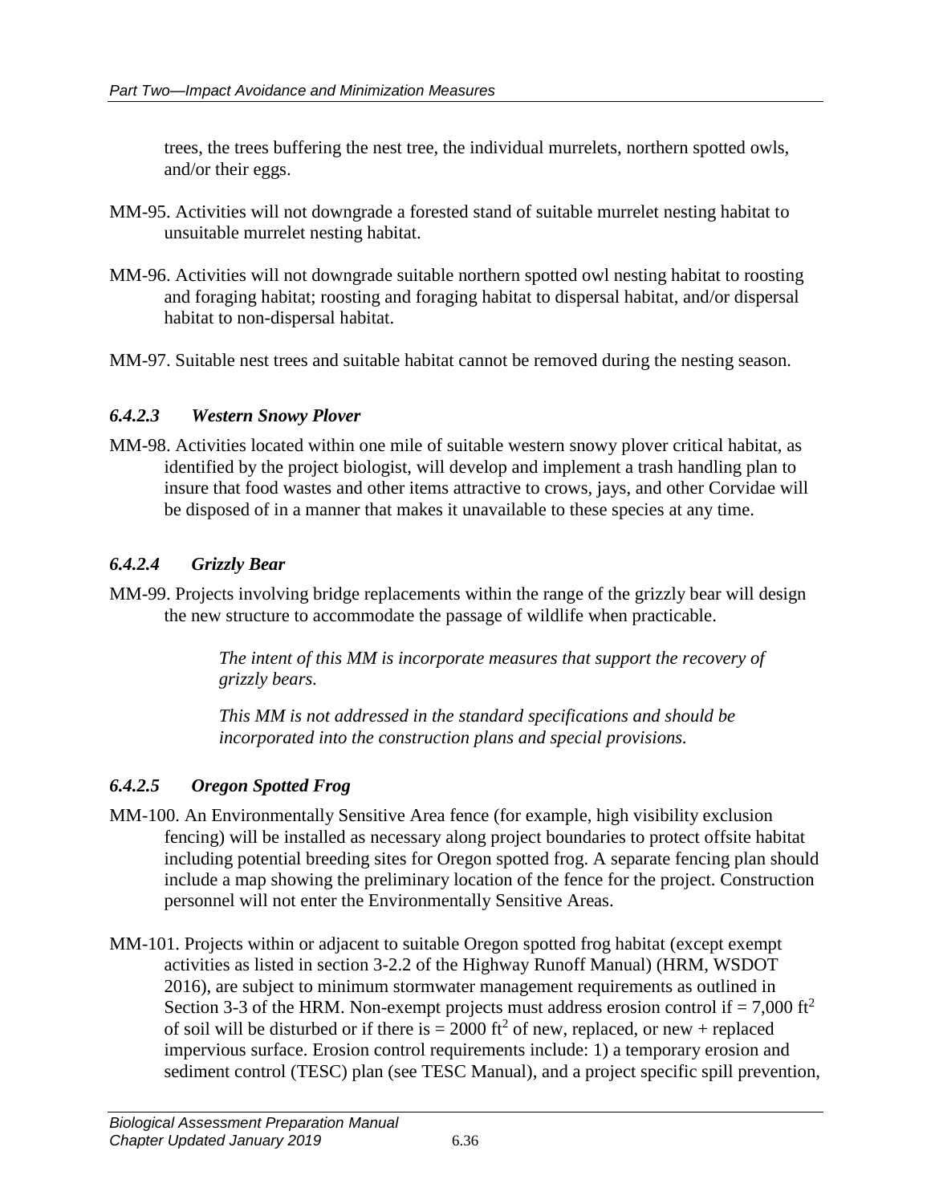trees, the trees buffering the nest tree, the individual murrelets, northern spotted owls, and/or their eggs.

MM-95. Activities will not downgrade a forested stand of suitable murrelet nesting habitat to unsuitable murrelet nesting habitat.

MM-96. Activities will not downgrade suitable northern spotted owl nesting habitat to roosting and foraging habitat; roosting and foraging habitat to dispersal habitat, and/or dispersal habitat to non-dispersal habitat.

MM-97. Suitable nest trees and suitable habitat cannot be removed during the nesting season.

### *6.4.2.3 Western Snowy Plover*

MM-98. Activities located within one mile of suitable western snowy plover critical habitat, as identified by the project biologist, will develop and implement a trash handling plan to insure that food wastes and other items attractive to crows, jays, and other Corvidae will be disposed of in a manner that makes it unavailable to these species at any time.

### *6.4.2.4 Grizzly Bear*

MM-99. Projects involving bridge replacements within the range of the grizzly bear will design the new structure to accommodate the passage of wildlife when practicable.

> *The intent of this MM is incorporate measures that support the recovery of grizzly bears.*
>
> *This MM is not addressed in the standard specifications and should be incorporated into the construction plans and special provisions.*

### *6.4.2.5 Oregon Spotted Frog*

MM-100. An Environmentally Sensitive Area fence (for example, high visibility exclusion fencing) will be installed as necessary along project boundaries to protect offsite habitat including potential breeding sites for Oregon spotted frog. A separate fencing plan should include a map showing the preliminary location of the fence for the project. Construction personnel will not enter the Environmentally Sensitive Areas.

MM-101. Projects within or adjacent to suitable Oregon spotted frog habitat (except exempt activities as listed in section 3-2.2 of the Highway Runoff Manual) (HRM, WSDOT 2016), are subject to minimum stormwater management requirements as outlined in Section 3-3 of the HRM. Non-exempt projects must address erosion control if = 7,000 ft$^2$ of soil will be disturbed or if there is = 2000 ft$^2$ of new, replaced, or new + replaced impervious surface. Erosion control requirements include: 1) a temporary erosion and sediment control (TESC) plan (see TESC Manual), and a project specific spill prevention,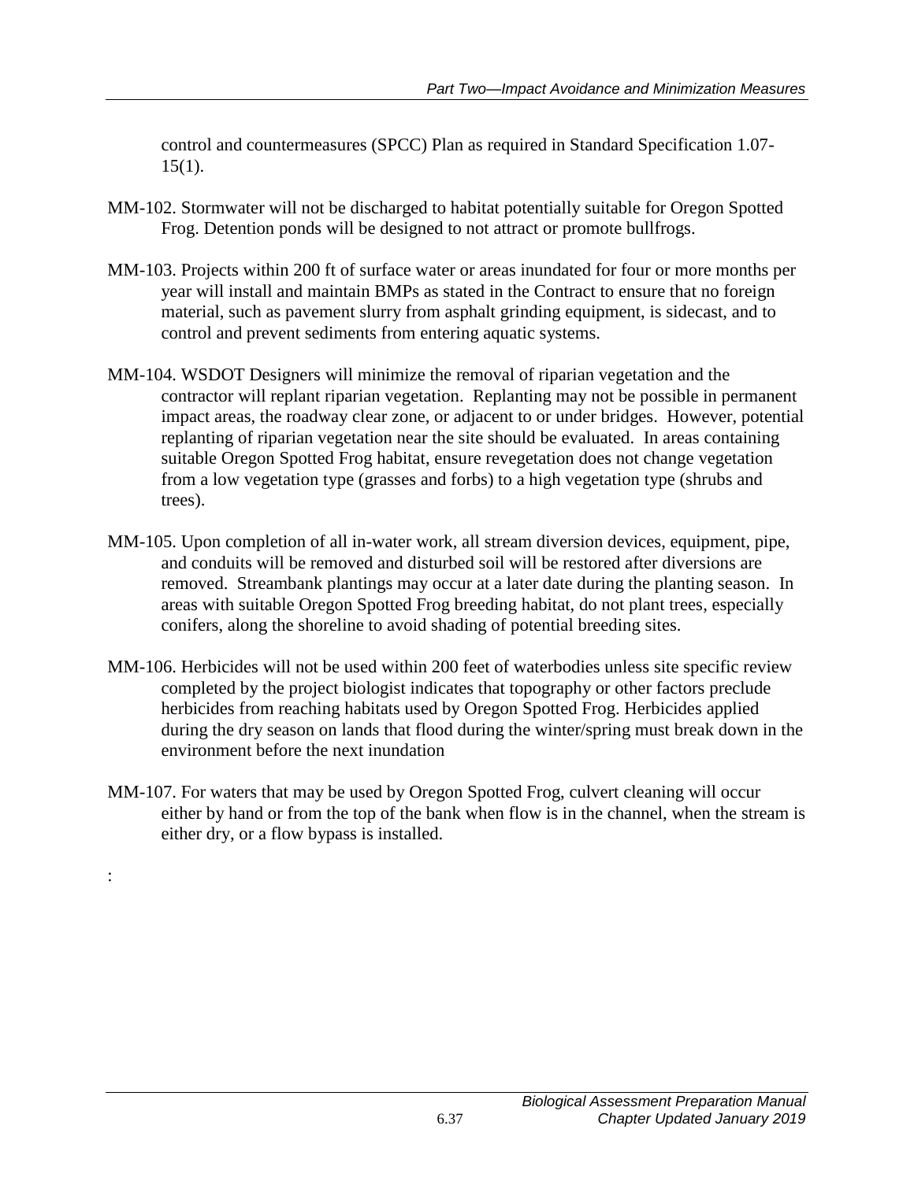control and countermeasures (SPCC) Plan as required in Standard Specification 1.07-15(1).

MM-102. Stormwater will not be discharged to habitat potentially suitable for Oregon Spotted Frog. Detention ponds will be designed to not attract or promote bullfrogs.

MM-103. Projects within 200 ft of surface water or areas inundated for four or more months per year will install and maintain BMPs as stated in the Contract to ensure that no foreign material, such as pavement slurry from asphalt grinding equipment, is sidecast, and to control and prevent sediments from entering aquatic systems.

MM-104. WSDOT Designers will minimize the removal of riparian vegetation and the contractor will replant riparian vegetation. Replanting may not be possible in permanent impact areas, the roadway clear zone, or adjacent to or under bridges. However, potential replanting of riparian vegetation near the site should be evaluated. In areas containing suitable Oregon Spotted Frog habitat, ensure revegetation does not change vegetation from a low vegetation type (grasses and forbs) to a high vegetation type (shrubs and trees).

MM-105. Upon completion of all in-water work, all stream diversion devices, equipment, pipe, and conduits will be removed and disturbed soil will be restored after diversions are removed. Streambank plantings may occur at a later date during the planting season. In areas with suitable Oregon Spotted Frog breeding habitat, do not plant trees, especially conifers, along the shoreline to avoid shading of potential breeding sites.

MM-106. Herbicides will not be used within 200 feet of waterbodies unless site specific review completed by the project biologist indicates that topography or other factors preclude herbicides from reaching habitats used by Oregon Spotted Frog. Herbicides applied during the dry season on lands that flood during the winter/spring must break down in the environment before the next inundation

MM-107. For waters that may be used by Oregon Spotted Frog, culvert cleaning will occur either by hand or from the top of the bank when flow is in the channel, when the stream is either dry, or a flow bypass is installed.

: